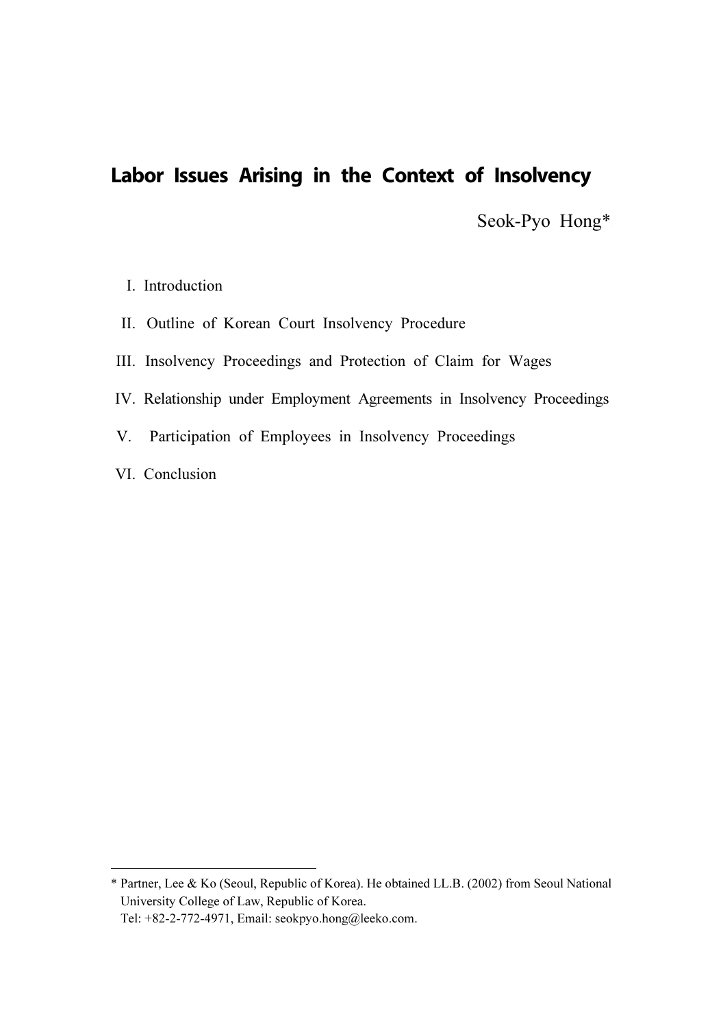# Labor Issues Arising in the Context of Insolvency

Seok-Pyo Hong*

I. Introduction

II. Outline of Korean Court Insolvency Procedure

III. Insolvency Proceedings and Protection of Claim for Wages

IV. Relationship under Employment Agreements in Insolvency Proceedings

V. Participation of Employees in Insolvency Proceedings

VI. Conclusion

---

* Partner, Lee & Ko (Seoul, Republic of Korea). He obtained LL.B. (2002) from Seoul National University College of Law, Republic of Korea.
  Tel: +82-2-772-4971, Email: seokpyo.hong@leeko.com.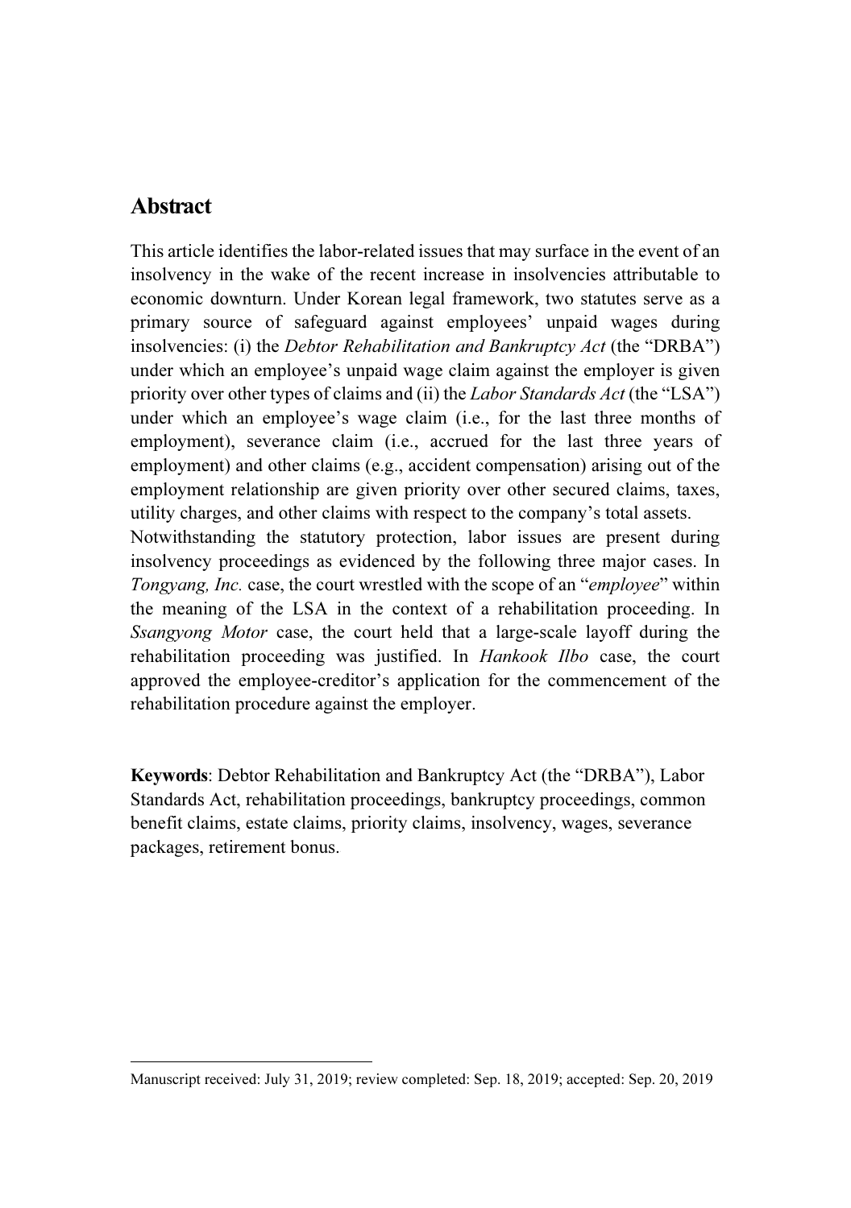## Abstract

This article identifies the labor-related issues that may surface in the event of an insolvency in the wake of the recent increase in insolvencies attributable to economic downturn. Under Korean legal framework, two statutes serve as a primary source of safeguard against employees' unpaid wages during insolvencies: (i) the *Debtor Rehabilitation and Bankruptcy Act* (the "DRBA") under which an employee's unpaid wage claim against the employer is given priority over other types of claims and (ii) the *Labor Standards Act* (the "LSA") under which an employee's wage claim (i.e., for the last three months of employment), severance claim (i.e., accrued for the last three years of employment) and other claims (e.g., accident compensation) arising out of the employment relationship are given priority over other secured claims, taxes, utility charges, and other claims with respect to the company's total assets.

Notwithstanding the statutory protection, labor issues are present during insolvency proceedings as evidenced by the following three major cases. In *Tongyang, Inc.* case, the court wrestled with the scope of an "*employee*" within the meaning of the LSA in the context of a rehabilitation proceeding. In *Ssangyong Motor* case, the court held that a large-scale layoff during the rehabilitation proceeding was justified. In *Hankook Ilbo* case, the court approved the employee-creditor's application for the commencement of the rehabilitation procedure against the employer.

**Keywords**: Debtor Rehabilitation and Bankruptcy Act (the "DRBA"), Labor Standards Act, rehabilitation proceedings, bankruptcy proceedings, common benefit claims, estate claims, priority claims, insolvency, wages, severance packages, retirement bonus.

Manuscript received: July 31, 2019; review completed: Sep. 18, 2019; accepted: Sep. 20, 2019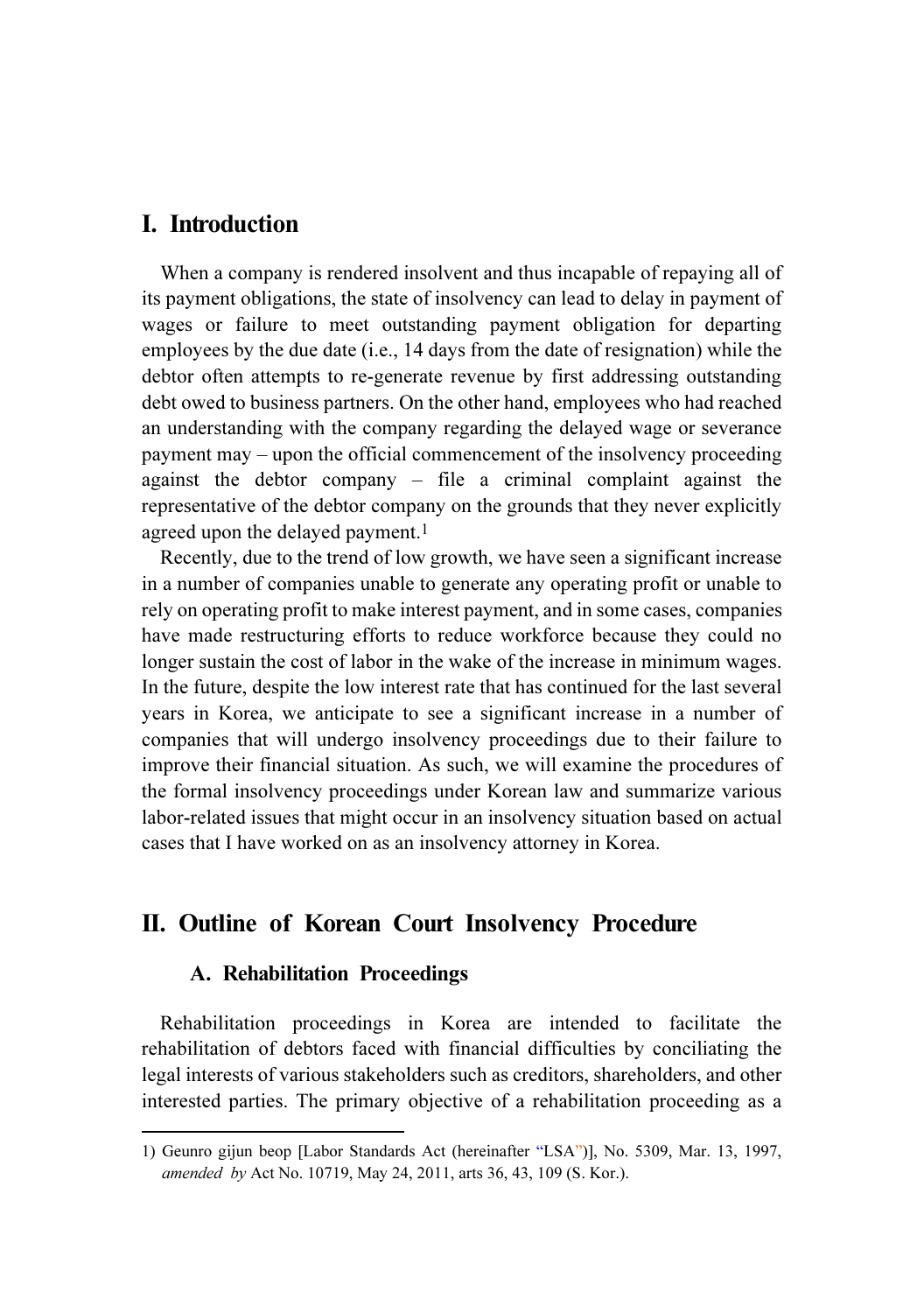# I. Introduction

When a company is rendered insolvent and thus incapable of repaying all of its payment obligations, the state of insolvency can lead to delay in payment of wages or failure to meet outstanding payment obligation for departing employees by the due date (i.e., 14 days from the date of resignation) while the debtor often attempts to re-generate revenue by first addressing outstanding debt owed to business partners. On the other hand, employees who had reached an understanding with the company regarding the delayed wage or severance payment may – upon the official commencement of the insolvency proceeding against the debtor company – file a criminal complaint against the representative of the debtor company on the grounds that they never explicitly agreed upon the delayed payment.[1]

Recently, due to the trend of low growth, we have seen a significant increase in a number of companies unable to generate any operating profit or unable to rely on operating profit to make interest payment, and in some cases, companies have made restructuring efforts to reduce workforce because they could no longer sustain the cost of labor in the wake of the increase in minimum wages. In the future, despite the low interest rate that has continued for the last several years in Korea, we anticipate to see a significant increase in a number of companies that will undergo insolvency proceedings due to their failure to improve their financial situation. As such, we will examine the procedures of the formal insolvency proceedings under Korean law and summarize various labor-related issues that might occur in an insolvency situation based on actual cases that I have worked on as an insolvency attorney in Korea.

# II. Outline of Korean Court Insolvency Procedure

## A. Rehabilitation Proceedings

Rehabilitation proceedings in Korea are intended to facilitate the rehabilitation of debtors faced with financial difficulties by conciliating the legal interests of various stakeholders such as creditors, shareholders, and other interested parties. The primary objective of a rehabilitation proceeding as a

---

1) Geunro gijun beop [Labor Standards Act (hereinafter "LSA")], No. 5309, Mar. 13, 1997, *amended by* Act No. 10719, May 24, 2011, arts 36, 43, 109 (S. Kor.).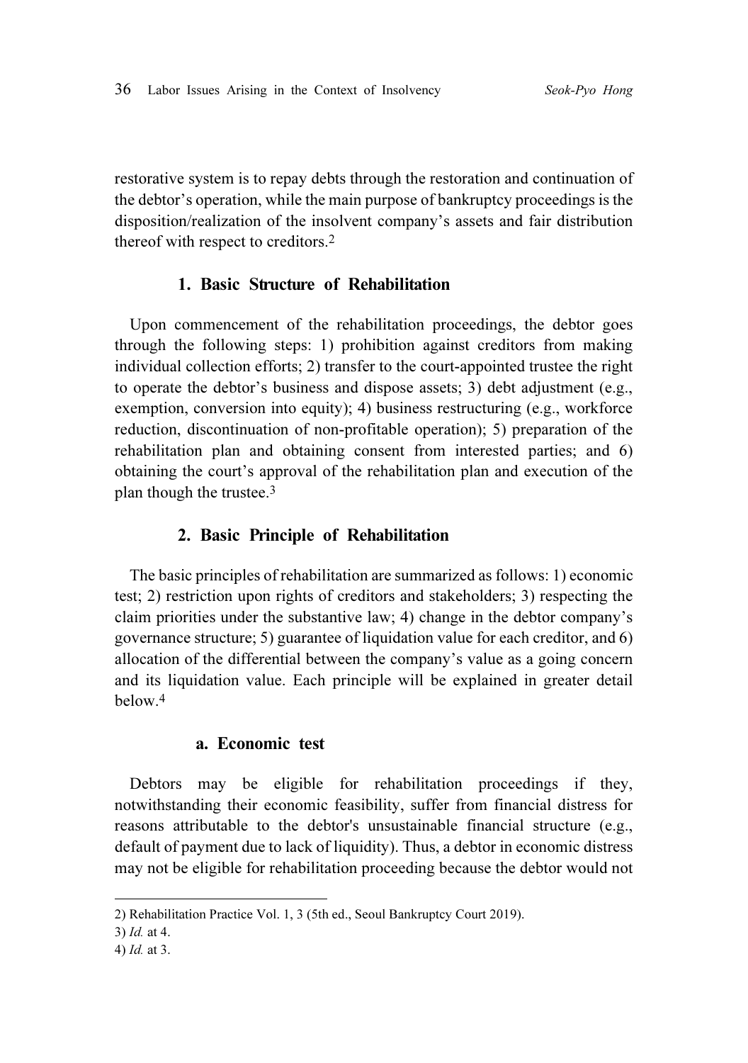restorative system is to repay debts through the restoration and continuation of the debtor's operation, while the main purpose of bankruptcy proceedings is the disposition/realization of the insolvent company's assets and fair distribution thereof with respect to creditors.[2]

### 1. Basic Structure of Rehabilitation

Upon commencement of the rehabilitation proceedings, the debtor goes through the following steps: 1) prohibition against creditors from making individual collection efforts; 2) transfer to the court-appointed trustee the right to operate the debtor's business and dispose assets; 3) debt adjustment (e.g., exemption, conversion into equity); 4) business restructuring (e.g., workforce reduction, discontinuation of non-profitable operation); 5) preparation of the rehabilitation plan and obtaining consent from interested parties; and 6) obtaining the court's approval of the rehabilitation plan and execution of the plan though the trustee.[3]

### 2. Basic Principle of Rehabilitation

The basic principles of rehabilitation are summarized as follows: 1) economic test; 2) restriction upon rights of creditors and stakeholders; 3) respecting the claim priorities under the substantive law; 4) change in the debtor company's governance structure; 5) guarantee of liquidation value for each creditor, and 6) allocation of the differential between the company's value as a going concern and its liquidation value. Each principle will be explained in greater detail below.[4]

#### a. Economic test

Debtors may be eligible for rehabilitation proceedings if they, notwithstanding their economic feasibility, suffer from financial distress for reasons attributable to the debtor's unsustainable financial structure (e.g., default of payment due to lack of liquidity). Thus, a debtor in economic distress may not be eligible for rehabilitation proceeding because the debtor would not

---

2) Rehabilitation Practice Vol. 1, 3 (5th ed., Seoul Bankruptcy Court 2019).

3) *Id.* at 4.

4) *Id.* at 3.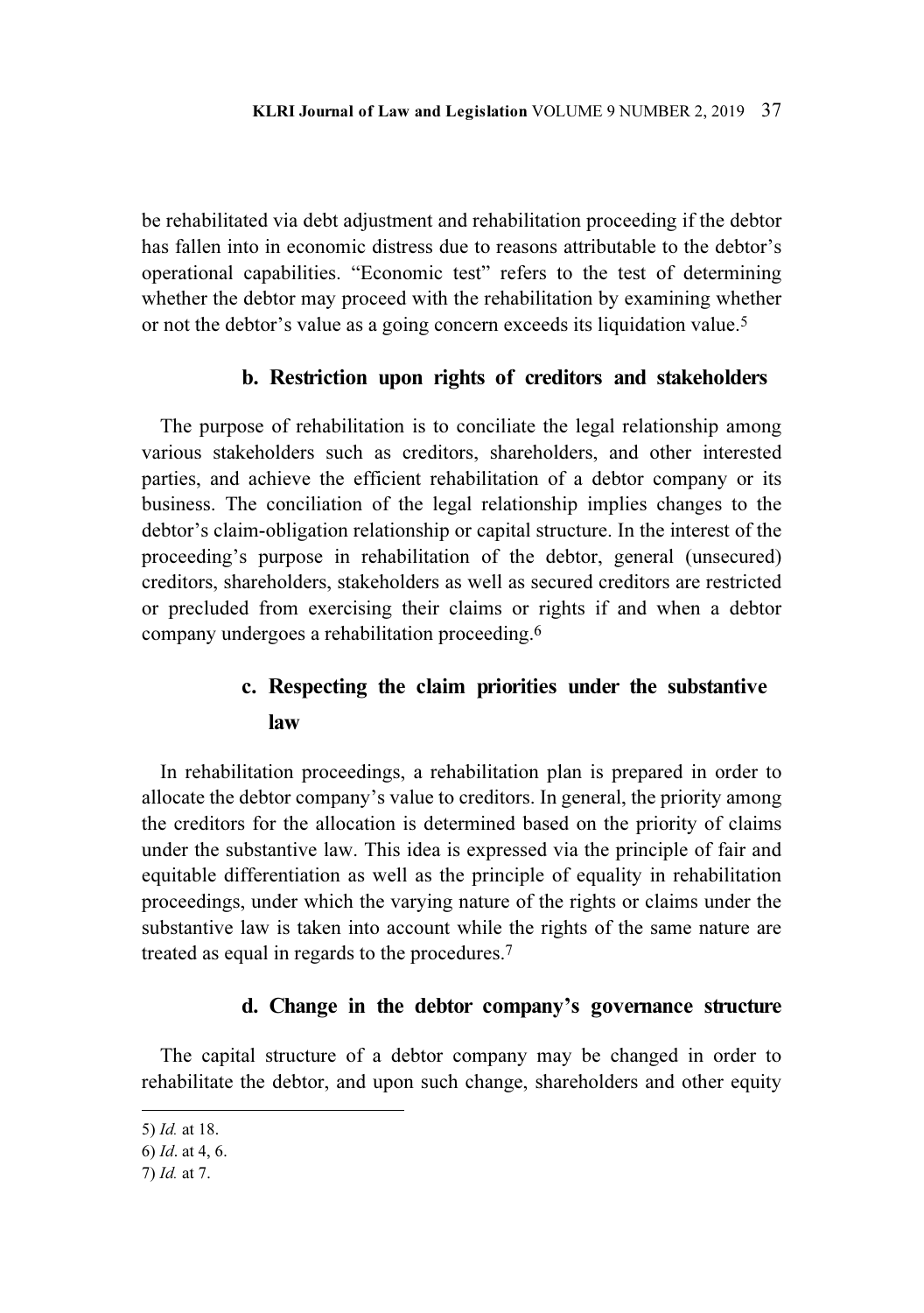be rehabilitated via debt adjustment and rehabilitation proceeding if the debtor has fallen into in economic distress due to reasons attributable to the debtor's operational capabilities. "Economic test" refers to the test of determining whether the debtor may proceed with the rehabilitation by examining whether or not the debtor's value as a going concern exceeds its liquidation value.[5]

#### b. Restriction upon rights of creditors and stakeholders

The purpose of rehabilitation is to conciliate the legal relationship among various stakeholders such as creditors, shareholders, and other interested parties, and achieve the efficient rehabilitation of a debtor company or its business. The conciliation of the legal relationship implies changes to the debtor's claim-obligation relationship or capital structure. In the interest of the proceeding's purpose in rehabilitation of the debtor, general (unsecured) creditors, shareholders, stakeholders as well as secured creditors are restricted or precluded from exercising their claims or rights if and when a debtor company undergoes a rehabilitation proceeding.[6]

#### c. Respecting the claim priorities under the substantive law

In rehabilitation proceedings, a rehabilitation plan is prepared in order to allocate the debtor company's value to creditors. In general, the priority among the creditors for the allocation is determined based on the priority of claims under the substantive law. This idea is expressed via the principle of fair and equitable differentiation as well as the principle of equality in rehabilitation proceedings, under which the varying nature of the rights or claims under the substantive law is taken into account while the rights of the same nature are treated as equal in regards to the procedures.[7]

#### d. Change in the debtor company's governance structure

The capital structure of a debtor company may be changed in order to rehabilitate the debtor, and upon such change, shareholders and other equity

---

5) *Id.* at 18.

6) *Id*. at 4, 6.

7) *Id.* at 7.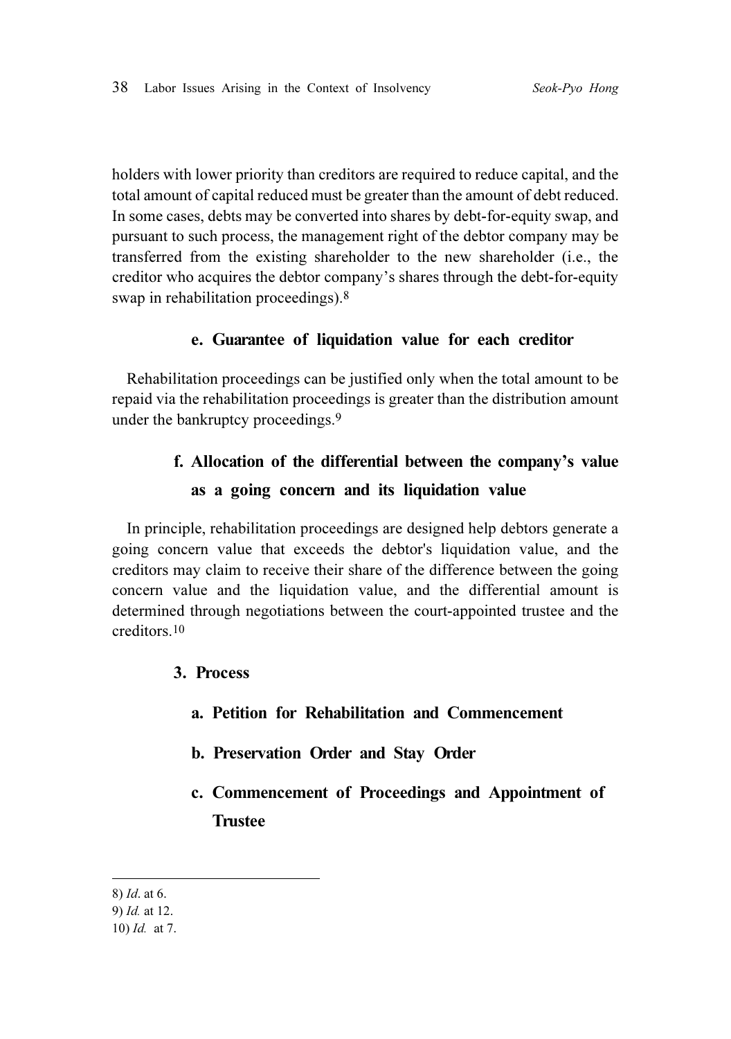holders with lower priority than creditors are required to reduce capital, and the total amount of capital reduced must be greater than the amount of debt reduced. In some cases, debts may be converted into shares by debt-for-equity swap, and pursuant to such process, the management right of the debtor company may be transferred from the existing shareholder to the new shareholder (i.e., the creditor who acquires the debtor company's shares through the debt-for-equity swap in rehabilitation proceedings).[8]

#### e. Guarantee of liquidation value for each creditor

Rehabilitation proceedings can be justified only when the total amount to be repaid via the rehabilitation proceedings is greater than the distribution amount under the bankruptcy proceedings.[9]

#### f. Allocation of the differential between the company's value as a going concern and its liquidation value

In principle, rehabilitation proceedings are designed help debtors generate a going concern value that exceeds the debtor's liquidation value, and the creditors may claim to receive their share of the difference between the going concern value and the liquidation value, and the differential amount is determined through negotiations between the court-appointed trustee and the creditors.[10]

### 3. Process

#### a. Petition for Rehabilitation and Commencement

#### b. Preservation Order and Stay Order

#### c. Commencement of Proceedings and Appointment of Trustee

---

8) *Id*. at 6.

9) *Id.* at 12.

10) *Id.* at 7.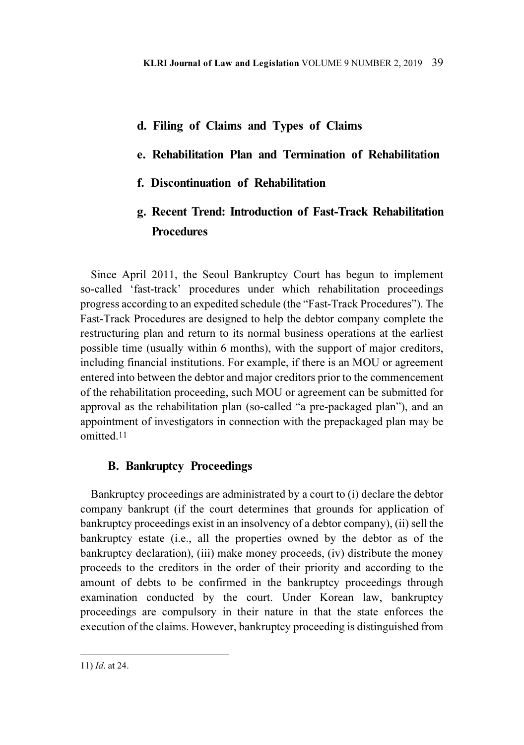#### d. Filing of Claims and Types of Claims

#### e. Rehabilitation Plan and Termination of Rehabilitation

#### f. Discontinuation of Rehabilitation

#### g. Recent Trend: Introduction of Fast-Track Rehabilitation Procedures

Since April 2011, the Seoul Bankruptcy Court has begun to implement so-called 'fast-track' procedures under which rehabilitation proceedings progress according to an expedited schedule (the "Fast-Track Procedures"). The Fast-Track Procedures are designed to help the debtor company complete the restructuring plan and return to its normal business operations at the earliest possible time (usually within 6 months), with the support of major creditors, including financial institutions. For example, if there is an MOU or agreement entered into between the debtor and major creditors prior to the commencement of the rehabilitation proceeding, such MOU or agreement can be submitted for approval as the rehabilitation plan (so-called "a pre-packaged plan"), and an appointment of investigators in connection with the prepackaged plan may be omitted.[11]

### B. Bankruptcy Proceedings

Bankruptcy proceedings are administrated by a court to (i) declare the debtor company bankrupt (if the court determines that grounds for application of bankruptcy proceedings exist in an insolvency of a debtor company), (ii) sell the bankruptcy estate (i.e., all the properties owned by the debtor as of the bankruptcy declaration), (iii) make money proceeds, (iv) distribute the money proceeds to the creditors in the order of their priority and according to the amount of debts to be confirmed in the bankruptcy proceedings through examination conducted by the court. Under Korean law, bankruptcy proceedings are compulsory in their nature in that the state enforces the execution of the claims. However, bankruptcy proceeding is distinguished from

---

11) *Id*. at 24.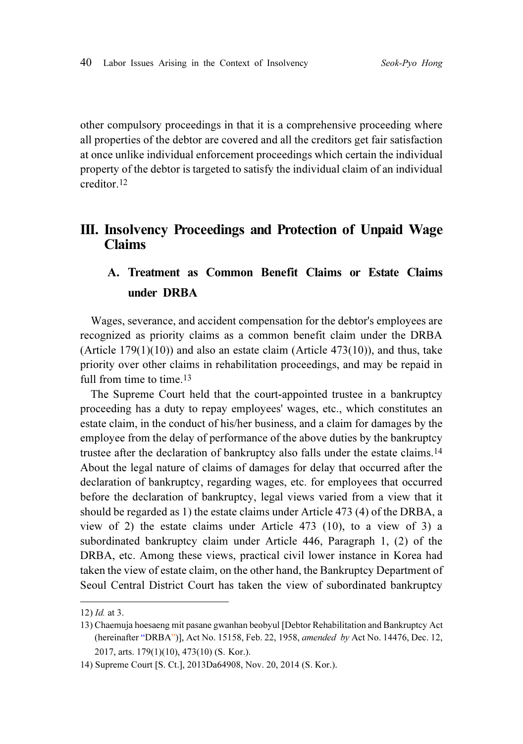other compulsory proceedings in that it is a comprehensive proceeding where all properties of the debtor are covered and all the creditors get fair satisfaction at once unlike individual enforcement proceedings which certain the individual property of the debtor is targeted to satisfy the individual claim of an individual creditor.[12]

## III. Insolvency Proceedings and Protection of Unpaid Wage Claims

### A. Treatment as Common Benefit Claims or Estate Claims under DRBA

Wages, severance, and accident compensation for the debtor's employees are recognized as priority claims as a common benefit claim under the DRBA (Article 179(1)(10)) and also an estate claim (Article 473(10)), and thus, take priority over other claims in rehabilitation proceedings, and may be repaid in full from time to time.[13]

The Supreme Court held that the court-appointed trustee in a bankruptcy proceeding has a duty to repay employees' wages, etc., which constitutes an estate claim, in the conduct of his/her business, and a claim for damages by the employee from the delay of performance of the above duties by the bankruptcy trustee after the declaration of bankruptcy also falls under the estate claims.[14] About the legal nature of claims of damages for delay that occurred after the declaration of bankruptcy, regarding wages, etc. for employees that occurred before the declaration of bankruptcy, legal views varied from a view that it should be regarded as 1) the estate claims under Article 473 (4) of the DRBA, a view of 2) the estate claims under Article 473 (10), to a view of 3) a subordinated bankruptcy claim under Article 446, Paragraph 1, (2) of the DRBA, etc. Among these views, practical civil lower instance in Korea had taken the view of estate claim, on the other hand, the Bankruptcy Department of Seoul Central District Court has taken the view of subordinated bankruptcy

---

12) *Id.* at 3.

13) Chaemuja hoesaeng mit pasane gwanhan beobyul [Debtor Rehabilitation and Bankruptcy Act (hereinafter "DRBA")], Act No. 15158, Feb. 22, 1958, *amended by* Act No. 14476, Dec. 12, 2017, arts. 179(1)(10), 473(10) (S. Kor.).

14) Supreme Court [S. Ct.], 2013Da64908, Nov. 20, 2014 (S. Kor.).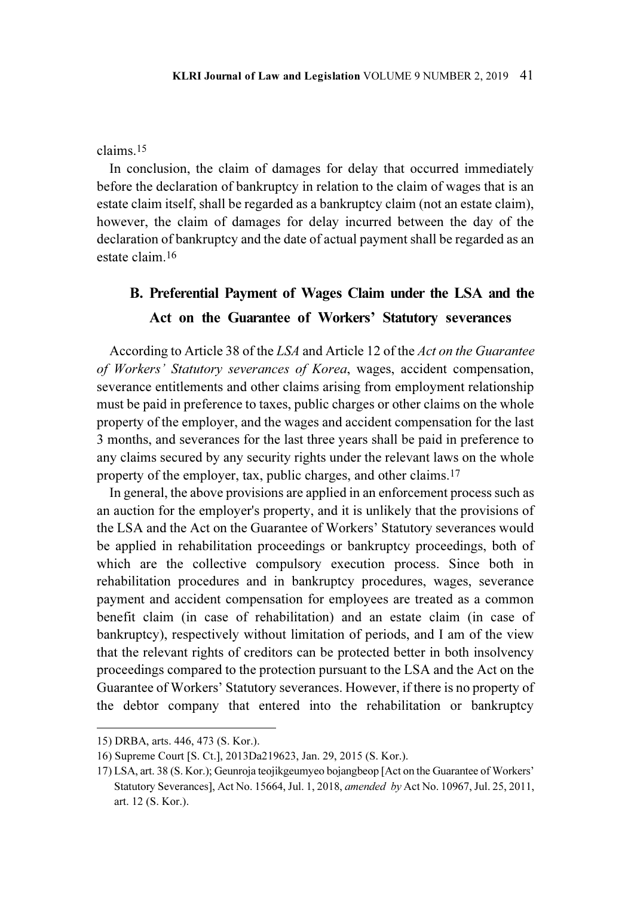claims.[15]

In conclusion, the claim of damages for delay that occurred immediately before the declaration of bankruptcy in relation to the claim of wages that is an estate claim itself, shall be regarded as a bankruptcy claim (not an estate claim), however, the claim of damages for delay incurred between the day of the declaration of bankruptcy and the date of actual payment shall be regarded as an estate claim.[16]

### B. Preferential Payment of Wages Claim under the LSA and the Act on the Guarantee of Workers' Statutory severances

According to Article 38 of the *LSA* and Article 12 of the *Act on the Guarantee of Workers' Statutory severances of Korea*, wages, accident compensation, severance entitlements and other claims arising from employment relationship must be paid in preference to taxes, public charges or other claims on the whole property of the employer, and the wages and accident compensation for the last 3 months, and severances for the last three years shall be paid in preference to any claims secured by any security rights under the relevant laws on the whole property of the employer, tax, public charges, and other claims.[17]

In general, the above provisions are applied in an enforcement process such as an auction for the employer's property, and it is unlikely that the provisions of the LSA and the Act on the Guarantee of Workers' Statutory severances would be applied in rehabilitation proceedings or bankruptcy proceedings, both of which are the collective compulsory execution process. Since both in rehabilitation procedures and in bankruptcy procedures, wages, severance payment and accident compensation for employees are treated as a common benefit claim (in case of rehabilitation) and an estate claim (in case of bankruptcy), respectively without limitation of periods, and I am of the view that the relevant rights of creditors can be protected better in both insolvency proceedings compared to the protection pursuant to the LSA and the Act on the Guarantee of Workers' Statutory severances. However, if there is no property of the debtor company that entered into the rehabilitation or bankruptcy

---

15) DRBA, arts. 446, 473 (S. Kor.).

16) Supreme Court [S. Ct.], 2013Da219623, Jan. 29, 2015 (S. Kor.).

17) LSA, art. 38 (S. Kor.); Geunroja teojikgeumyeo bojangbeop [Act on the Guarantee of Workers' Statutory Severances], Act No. 15664, Jul. 1, 2018, *amended by* Act No. 10967, Jul. 25, 2011, art. 12 (S. Kor.).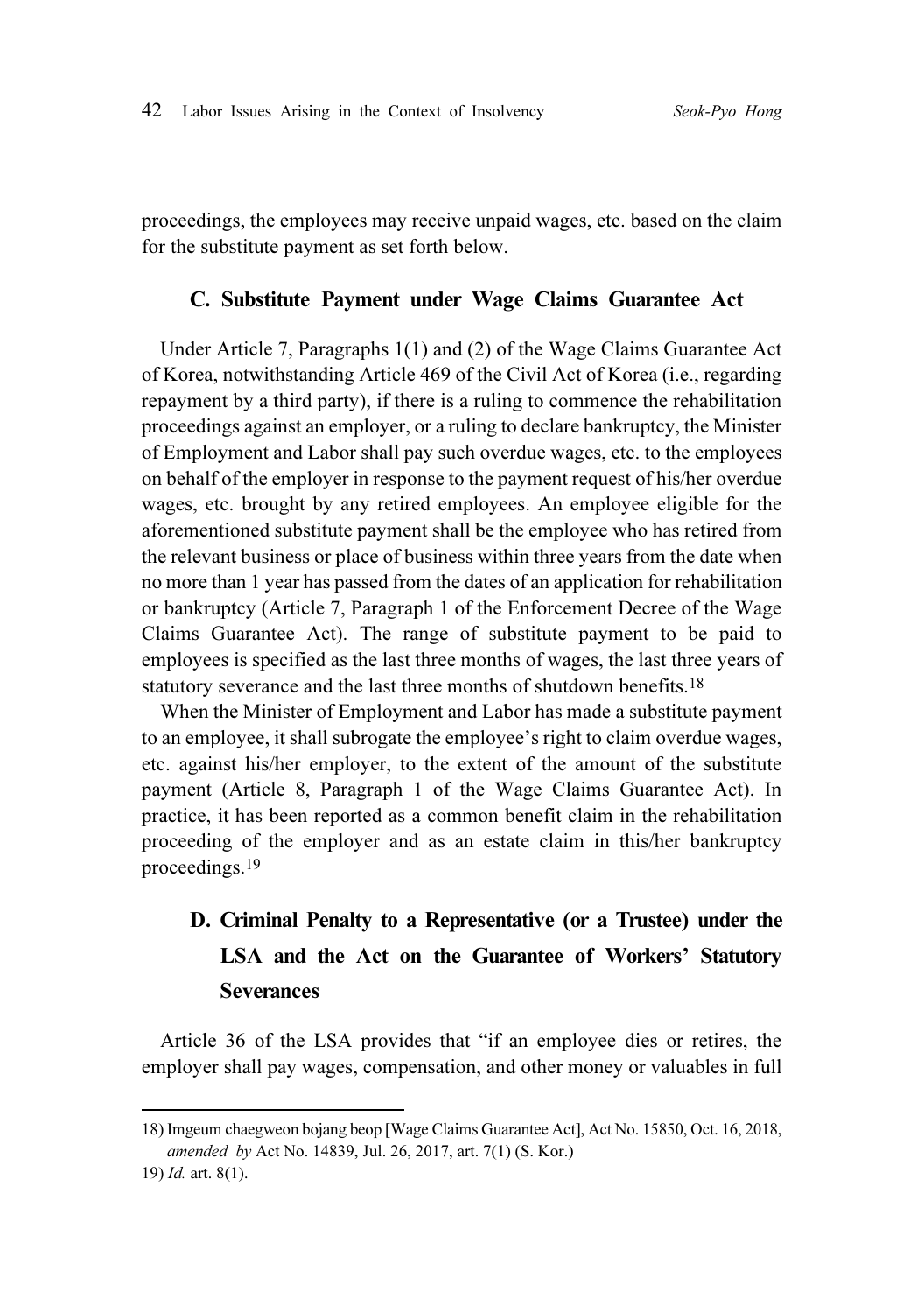proceedings, the employees may receive unpaid wages, etc. based on the claim for the substitute payment as set forth below.

### C. Substitute Payment under Wage Claims Guarantee Act

Under Article 7, Paragraphs 1(1) and (2) of the Wage Claims Guarantee Act of Korea, notwithstanding Article 469 of the Civil Act of Korea (i.e., regarding repayment by a third party), if there is a ruling to commence the rehabilitation proceedings against an employer, or a ruling to declare bankruptcy, the Minister of Employment and Labor shall pay such overdue wages, etc. to the employees on behalf of the employer in response to the payment request of his/her overdue wages, etc. brought by any retired employees. An employee eligible for the aforementioned substitute payment shall be the employee who has retired from the relevant business or place of business within three years from the date when no more than 1 year has passed from the dates of an application for rehabilitation or bankruptcy (Article 7, Paragraph 1 of the Enforcement Decree of the Wage Claims Guarantee Act). The range of substitute payment to be paid to employees is specified as the last three months of wages, the last three years of statutory severance and the last three months of shutdown benefits.[18]

When the Minister of Employment and Labor has made a substitute payment to an employee, it shall subrogate the employee's right to claim overdue wages, etc. against his/her employer, to the extent of the amount of the substitute payment (Article 8, Paragraph 1 of the Wage Claims Guarantee Act). In practice, it has been reported as a common benefit claim in the rehabilitation proceeding of the employer and as an estate claim in this/her bankruptcy proceedings.[19]

### D. Criminal Penalty to a Representative (or a Trustee) under the LSA and the Act on the Guarantee of Workers' Statutory Severances

Article 36 of the LSA provides that "if an employee dies or retires, the employer shall pay wages, compensation, and other money or valuables in full

---

18) Imgeum chaegweon bojang beop [Wage Claims Guarantee Act], Act No. 15850, Oct. 16, 2018, *amended by* Act No. 14839, Jul. 26, 2017, art. 7(1) (S. Kor.)

19) *Id.* art. 8(1).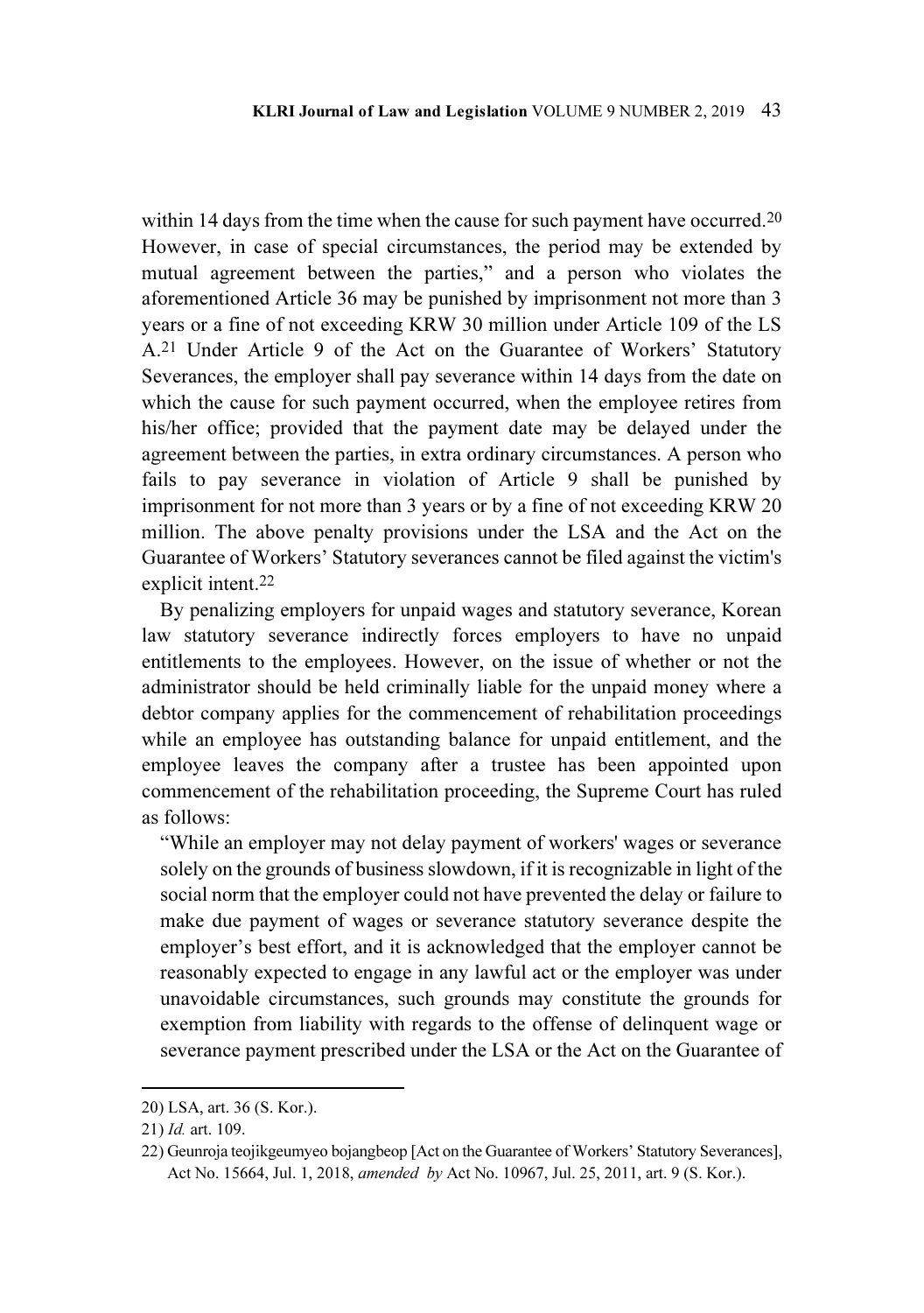within 14 days from the time when the cause for such payment have occurred.[20] However, in case of special circumstances, the period may be extended by mutual agreement between the parties," and a person who violates the aforementioned Article 36 may be punished by imprisonment not more than 3 years or a fine of not exceeding KRW 30 million under Article 109 of the LS A.[21] Under Article 9 of the Act on the Guarantee of Workers' Statutory Severances, the employer shall pay severance within 14 days from the date on which the cause for such payment occurred, when the employee retires from his/her office; provided that the payment date may be delayed under the agreement between the parties, in extra ordinary circumstances. A person who fails to pay severance in violation of Article 9 shall be punished by imprisonment for not more than 3 years or by a fine of not exceeding KRW 20 million. The above penalty provisions under the LSA and the Act on the Guarantee of Workers' Statutory severances cannot be filed against the victim's explicit intent.[22]

By penalizing employers for unpaid wages and statutory severance, Korean law statutory severance indirectly forces employers to have no unpaid entitlements to the employees. However, on the issue of whether or not the administrator should be held criminally liable for the unpaid money where a debtor company applies for the commencement of rehabilitation proceedings while an employee has outstanding balance for unpaid entitlement, and the employee leaves the company after a trustee has been appointed upon commencement of the rehabilitation proceeding, the Supreme Court has ruled as follows:

> "While an employer may not delay payment of workers' wages or severance solely on the grounds of business slowdown, if it is recognizable in light of the social norm that the employer could not have prevented the delay or failure to make due payment of wages or severance statutory severance despite the employer's best effort, and it is acknowledged that the employer cannot be reasonably expected to engage in any lawful act or the employer was under unavoidable circumstances, such grounds may constitute the grounds for exemption from liability with regards to the offense of delinquent wage or severance payment prescribed under the LSA or the Act on the Guarantee of

---

20) LSA, art. 36 (S. Kor.).

21) *Id.* art. 109.

22) Geunroja teojikgeumyeo bojangbeop [Act on the Guarantee of Workers' Statutory Severances], Act No. 15664, Jul. 1, 2018, *amended by* Act No. 10967, Jul. 25, 2011, art. 9 (S. Kor.).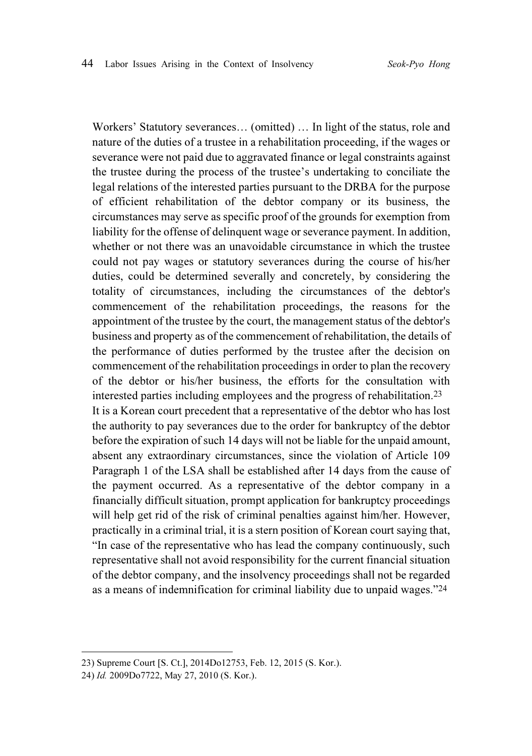Workers' Statutory severances… (omitted) … In light of the status, role and nature of the duties of a trustee in a rehabilitation proceeding, if the wages or severance were not paid due to aggravated finance or legal constraints against the trustee during the process of the trustee's undertaking to conciliate the legal relations of the interested parties pursuant to the DRBA for the purpose of efficient rehabilitation of the debtor company or its business, the circumstances may serve as specific proof of the grounds for exemption from liability for the offense of delinquent wage or severance payment. In addition, whether or not there was an unavoidable circumstance in which the trustee could not pay wages or statutory severances during the course of his/her duties, could be determined severally and concretely, by considering the totality of circumstances, including the circumstances of the debtor's commencement of the rehabilitation proceedings, the reasons for the appointment of the trustee by the court, the management status of the debtor's business and property as of the commencement of rehabilitation, the details of the performance of duties performed by the trustee after the decision on commencement of the rehabilitation proceedings in order to plan the recovery of the debtor or his/her business, the efforts for the consultation with interested parties including employees and the progress of rehabilitation.[23]

It is a Korean court precedent that a representative of the debtor who has lost the authority to pay severances due to the order for bankruptcy of the debtor before the expiration of such 14 days will not be liable for the unpaid amount, absent any extraordinary circumstances, since the violation of Article 109 Paragraph 1 of the LSA shall be established after 14 days from the cause of the payment occurred. As a representative of the debtor company in a financially difficult situation, prompt application for bankruptcy proceedings will help get rid of the risk of criminal penalties against him/her. However, practically in a criminal trial, it is a stern position of Korean court saying that, "In case of the representative who has lead the company continuously, such representative shall not avoid responsibility for the current financial situation of the debtor company, and the insolvency proceedings shall not be regarded as a means of indemnification for criminal liability due to unpaid wages."[24]

---

23) Supreme Court [S. Ct.], 2014Do12753, Feb. 12, 2015 (S. Kor.).

24) *Id.* 2009Do7722, May 27, 2010 (S. Kor.).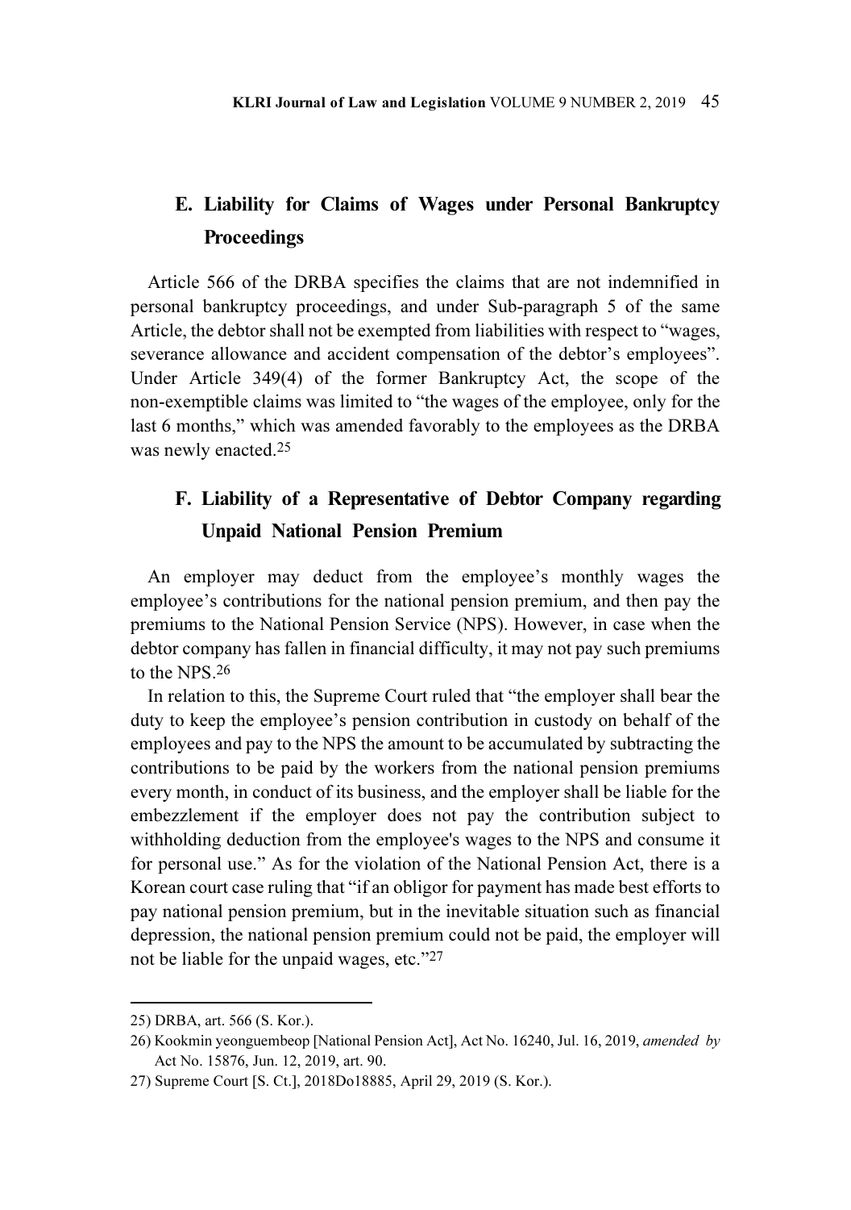## E. Liability for Claims of Wages under Personal Bankruptcy Proceedings

Article 566 of the DRBA specifies the claims that are not indemnified in personal bankruptcy proceedings, and under Sub-paragraph 5 of the same Article, the debtor shall not be exempted from liabilities with respect to “wages, severance allowance and accident compensation of the debtor’s employees”. Under Article 349(4) of the former Bankruptcy Act, the scope of the non-exemptible claims was limited to “the wages of the employee, only for the last 6 months,” which was amended favorably to the employees as the DRBA was newly enacted.[25]

## F. Liability of a Representative of Debtor Company regarding Unpaid National Pension Premium

An employer may deduct from the employee’s monthly wages the employee’s contributions for the national pension premium, and then pay the premiums to the National Pension Service (NPS). However, in case when the debtor company has fallen in financial difficulty, it may not pay such premiums to the NPS.[26]

In relation to this, the Supreme Court ruled that “the employer shall bear the duty to keep the employee’s pension contribution in custody on behalf of the employees and pay to the NPS the amount to be accumulated by subtracting the contributions to be paid by the workers from the national pension premiums every month, in conduct of its business, and the employer shall be liable for the embezzlement if the employer does not pay the contribution subject to withholding deduction from the employee's wages to the NPS and consume it for personal use.” As for the violation of the National Pension Act, there is a Korean court case ruling that “if an obligor for payment has made best efforts to pay national pension premium, but in the inevitable situation such as financial depression, the national pension premium could not be paid, the employer will not be liable for the unpaid wages, etc.”[27]

---

25) DRBA, art. 566 (S. Kor.).

26) Kookmin yeonguembeop [National Pension Act], Act No. 16240, Jul. 16, 2019, *amended by* Act No. 15876, Jun. 12, 2019, art. 90.

27) Supreme Court [S. Ct.], 2018Do18885, April 29, 2019 (S. Kor.).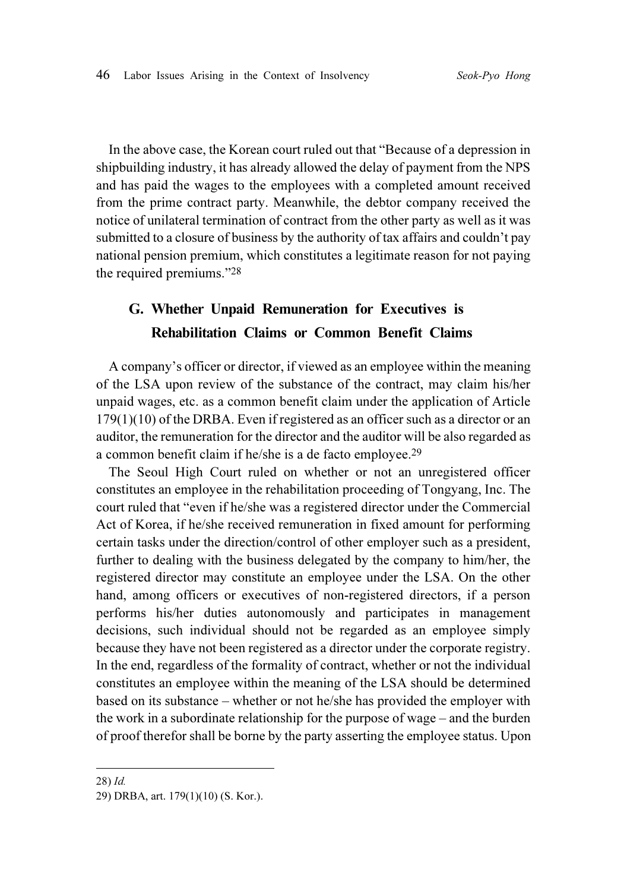In the above case, the Korean court ruled out that "Because of a depression in shipbuilding industry, it has already allowed the delay of payment from the NPS and has paid the wages to the employees with a completed amount received from the prime contract party. Meanwhile, the debtor company received the notice of unilateral termination of contract from the other party as well as it was submitted to a closure of business by the authority of tax affairs and couldn't pay national pension premium, which constitutes a legitimate reason for not paying the required premiums."[28]

## G. Whether Unpaid Remuneration for Executives is Rehabilitation Claims or Common Benefit Claims

A company's officer or director, if viewed as an employee within the meaning of the LSA upon review of the substance of the contract, may claim his/her unpaid wages, etc. as a common benefit claim under the application of Article 179(1)(10) of the DRBA. Even if registered as an officer such as a director or an auditor, the remuneration for the director and the auditor will be also regarded as a common benefit claim if he/she is a de facto employee.[29]

The Seoul High Court ruled on whether or not an unregistered officer constitutes an employee in the rehabilitation proceeding of Tongyang, Inc. The court ruled that "even if he/she was a registered director under the Commercial Act of Korea, if he/she received remuneration in fixed amount for performing certain tasks under the direction/control of other employer such as a president, further to dealing with the business delegated by the company to him/her, the registered director may constitute an employee under the LSA. On the other hand, among officers or executives of non-registered directors, if a person performs his/her duties autonomously and participates in management decisions, such individual should not be regarded as an employee simply because they have not been registered as a director under the corporate registry. In the end, regardless of the formality of contract, whether or not the individual constitutes an employee within the meaning of the LSA should be determined based on its substance – whether or not he/she has provided the employer with the work in a subordinate relationship for the purpose of wage – and the burden of proof therefor shall be borne by the party asserting the employee status. Upon

---

28) *Id.*

29) DRBA, art. 179(1)(10) (S. Kor.).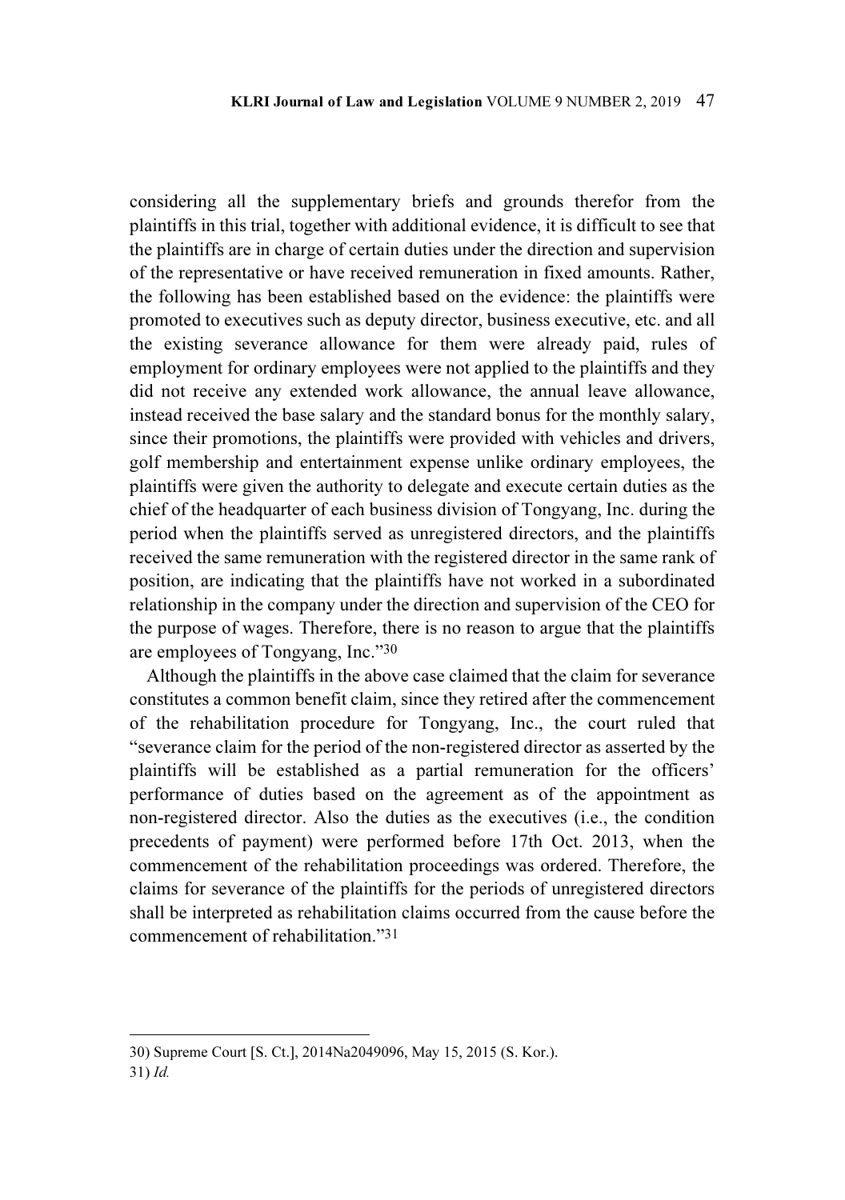considering all the supplementary briefs and grounds therefor from the plaintiffs in this trial, together with additional evidence, it is difficult to see that the plaintiffs are in charge of certain duties under the direction and supervision of the representative or have received remuneration in fixed amounts. Rather, the following has been established based on the evidence: the plaintiffs were promoted to executives such as deputy director, business executive, etc. and all the existing severance allowance for them were already paid, rules of employment for ordinary employees were not applied to the plaintiffs and they did not receive any extended work allowance, the annual leave allowance, instead received the base salary and the standard bonus for the monthly salary, since their promotions, the plaintiffs were provided with vehicles and drivers, golf membership and entertainment expense unlike ordinary employees, the plaintiffs were given the authority to delegate and execute certain duties as the chief of the headquarter of each business division of Tongyang, Inc. during the period when the plaintiffs served as unregistered directors, and the plaintiffs received the same remuneration with the registered director in the same rank of position, are indicating that the plaintiffs have not worked in a subordinated relationship in the company under the direction and supervision of the CEO for the purpose of wages. Therefore, there is no reason to argue that the plaintiffs are employees of Tongyang, Inc."[30]

Although the plaintiffs in the above case claimed that the claim for severance constitutes a common benefit claim, since they retired after the commencement of the rehabilitation procedure for Tongyang, Inc., the court ruled that "severance claim for the period of the non-registered director as asserted by the plaintiffs will be established as a partial remuneration for the officers' performance of duties based on the agreement as of the appointment as non-registered director. Also the duties as the executives (i.e., the condition precedents of payment) were performed before 17th Oct. 2013, when the commencement of the rehabilitation proceedings was ordered. Therefore, the claims for severance of the plaintiffs for the periods of unregistered directors shall be interpreted as rehabilitation claims occurred from the cause before the commencement of rehabilitation."[31]

---

30) Supreme Court [S. Ct.], 2014Na2049096, May 15, 2015 (S. Kor.).

31) *Id.*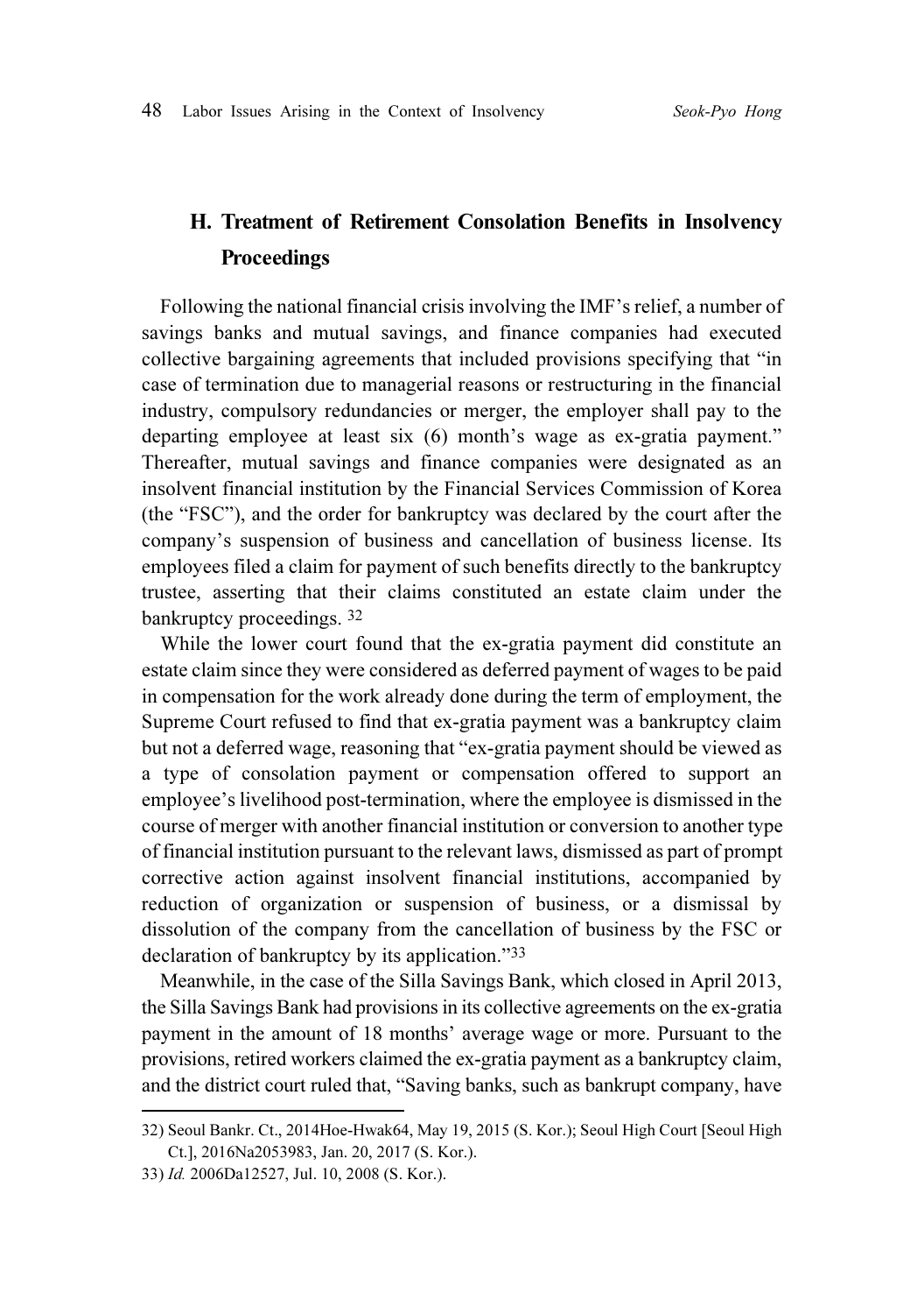## H. Treatment of Retirement Consolation Benefits in Insolvency Proceedings

Following the national financial crisis involving the IMF's relief, a number of savings banks and mutual savings, and finance companies had executed collective bargaining agreements that included provisions specifying that "in case of termination due to managerial reasons or restructuring in the financial industry, compulsory redundancies or merger, the employer shall pay to the departing employee at least six (6) month's wage as ex-gratia payment." Thereafter, mutual savings and finance companies were designated as an insolvent financial institution by the Financial Services Commission of Korea (the "FSC"), and the order for bankruptcy was declared by the court after the company's suspension of business and cancellation of business license. Its employees filed a claim for payment of such benefits directly to the bankruptcy trustee, asserting that their claims constituted an estate claim under the bankruptcy proceedings. [32]

While the lower court found that the ex-gratia payment did constitute an estate claim since they were considered as deferred payment of wages to be paid in compensation for the work already done during the term of employment, the Supreme Court refused to find that ex-gratia payment was a bankruptcy claim but not a deferred wage, reasoning that "ex-gratia payment should be viewed as a type of consolation payment or compensation offered to support an employee's livelihood post-termination, where the employee is dismissed in the course of merger with another financial institution or conversion to another type of financial institution pursuant to the relevant laws, dismissed as part of prompt corrective action against insolvent financial institutions, accompanied by reduction of organization or suspension of business, or a dismissal by dissolution of the company from the cancellation of business by the FSC or declaration of bankruptcy by its application."[33]

Meanwhile, in the case of the Silla Savings Bank, which closed in April 2013, the Silla Savings Bank had provisions in its collective agreements on the ex-gratia payment in the amount of 18 months' average wage or more. Pursuant to the provisions, retired workers claimed the ex-gratia payment as a bankruptcy claim, and the district court ruled that, "Saving banks, such as bankrupt company, have

---

32) Seoul Bankr. Ct., 2014Hoe-Hwak64, May 19, 2015 (S. Kor.); Seoul High Court [Seoul High Ct.], 2016Na2053983, Jan. 20, 2017 (S. Kor.).

33) *Id.* 2006Da12527, Jul. 10, 2008 (S. Kor.).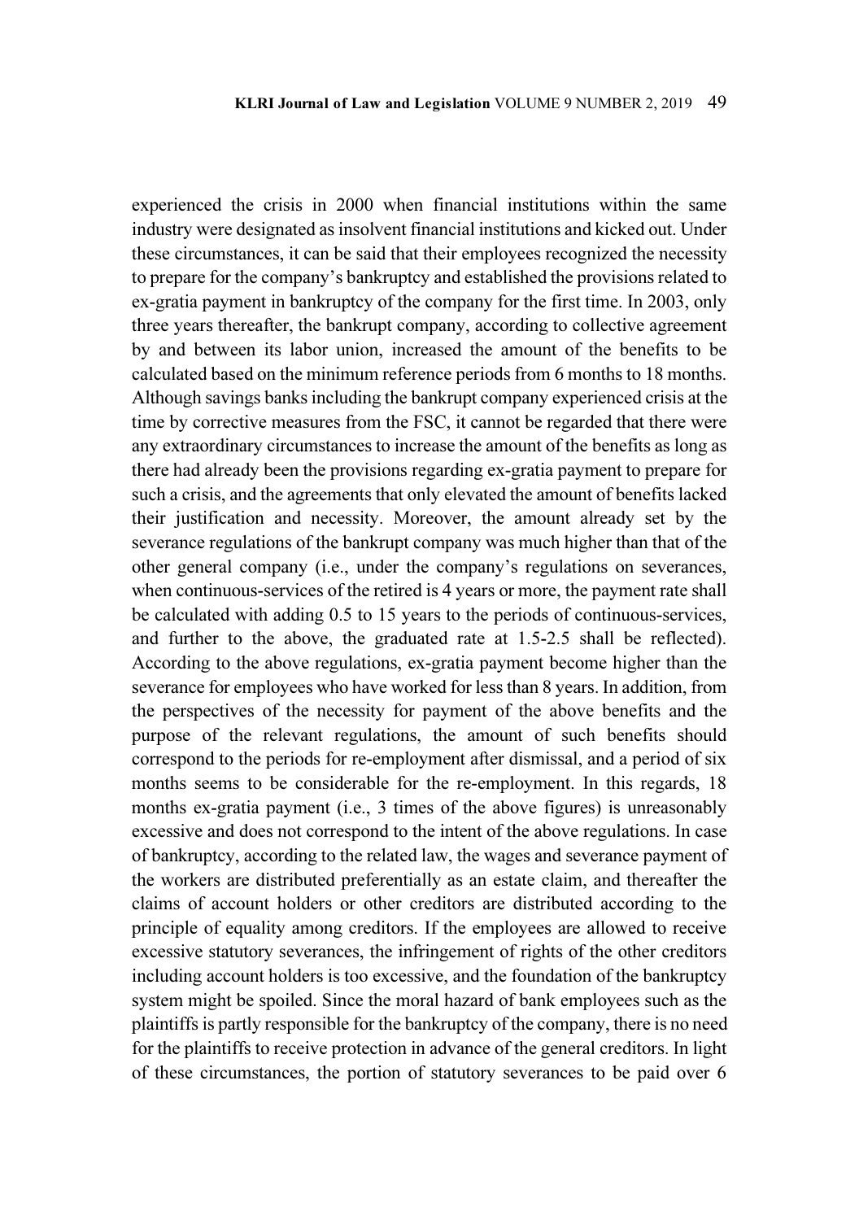experienced the crisis in 2000 when financial institutions within the same industry were designated as insolvent financial institutions and kicked out. Under these circumstances, it can be said that their employees recognized the necessity to prepare for the company's bankruptcy and established the provisions related to ex-gratia payment in bankruptcy of the company for the first time. In 2003, only three years thereafter, the bankrupt company, according to collective agreement by and between its labor union, increased the amount of the benefits to be calculated based on the minimum reference periods from 6 months to 18 months. Although savings banks including the bankrupt company experienced crisis at the time by corrective measures from the FSC, it cannot be regarded that there were any extraordinary circumstances to increase the amount of the benefits as long as there had already been the provisions regarding ex-gratia payment to prepare for such a crisis, and the agreements that only elevated the amount of benefits lacked their justification and necessity. Moreover, the amount already set by the severance regulations of the bankrupt company was much higher than that of the other general company (i.e., under the company's regulations on severances, when continuous-services of the retired is 4 years or more, the payment rate shall be calculated with adding 0.5 to 15 years to the periods of continuous-services, and further to the above, the graduated rate at 1.5-2.5 shall be reflected). According to the above regulations, ex-gratia payment become higher than the severance for employees who have worked for less than 8 years. In addition, from the perspectives of the necessity for payment of the above benefits and the purpose of the relevant regulations, the amount of such benefits should correspond to the periods for re-employment after dismissal, and a period of six months seems to be considerable for the re-employment. In this regards, 18 months ex-gratia payment (i.e., 3 times of the above figures) is unreasonably excessive and does not correspond to the intent of the above regulations. In case of bankruptcy, according to the related law, the wages and severance payment of the workers are distributed preferentially as an estate claim, and thereafter the claims of account holders or other creditors are distributed according to the principle of equality among creditors. If the employees are allowed to receive excessive statutory severances, the infringement of rights of the other creditors including account holders is too excessive, and the foundation of the bankruptcy system might be spoiled. Since the moral hazard of bank employees such as the plaintiffs is partly responsible for the bankruptcy of the company, there is no need for the plaintiffs to receive protection in advance of the general creditors. In light of these circumstances, the portion of statutory severances to be paid over 6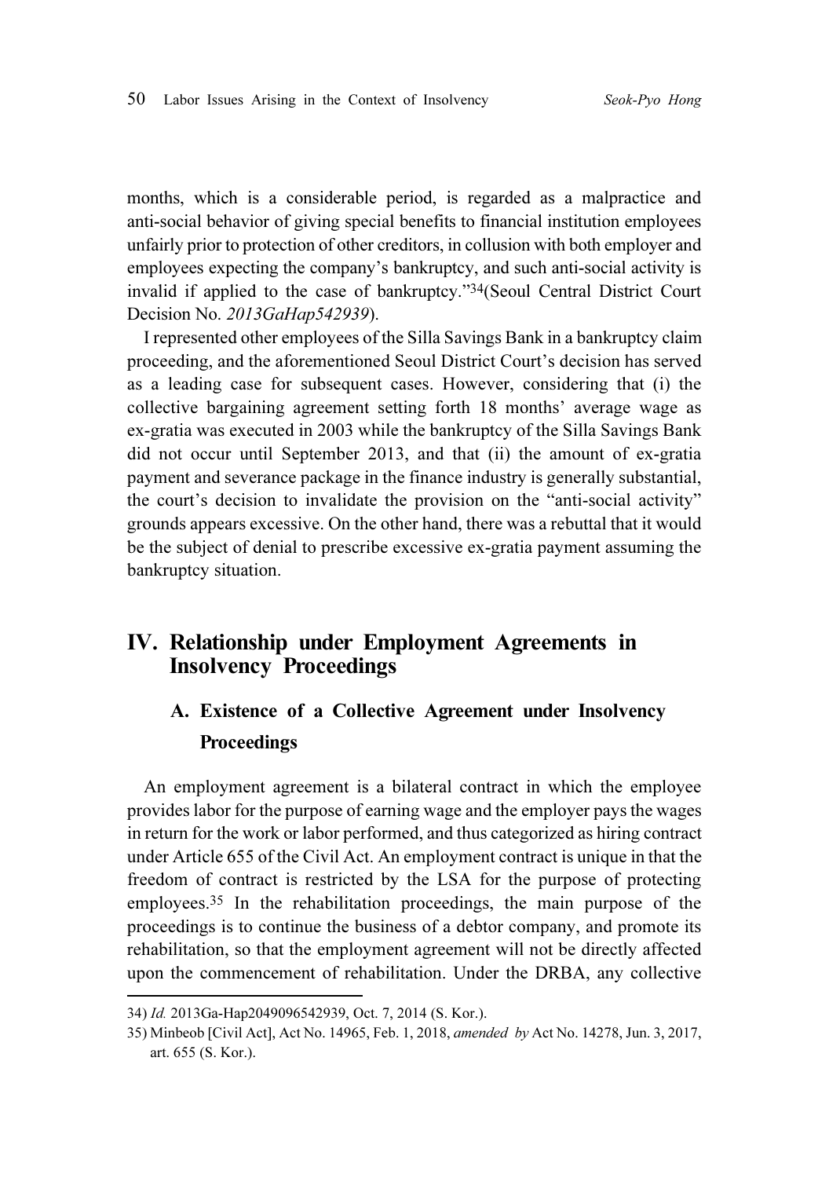months, which is a considerable period, is regarded as a malpractice and anti-social behavior of giving special benefits to financial institution employees unfairly prior to protection of other creditors, in collusion with both employer and employees expecting the company's bankruptcy, and such anti-social activity is invalid if applied to the case of bankruptcy."[34](Seoul Central District Court Decision No. *2013GaHap542939*).

I represented other employees of the Silla Savings Bank in a bankruptcy claim proceeding, and the aforementioned Seoul District Court's decision has served as a leading case for subsequent cases. However, considering that (i) the collective bargaining agreement setting forth 18 months' average wage as ex-gratia was executed in 2003 while the bankruptcy of the Silla Savings Bank did not occur until September 2013, and that (ii) the amount of ex-gratia payment and severance package in the finance industry is generally substantial, the court's decision to invalidate the provision on the "anti-social activity" grounds appears excessive. On the other hand, there was a rebuttal that it would be the subject of denial to prescribe excessive ex-gratia payment assuming the bankruptcy situation.

## IV. Relationship under Employment Agreements in Insolvency Proceedings

### A. Existence of a Collective Agreement under Insolvency Proceedings

An employment agreement is a bilateral contract in which the employee provides labor for the purpose of earning wage and the employer pays the wages in return for the work or labor performed, and thus categorized as hiring contract under Article 655 of the Civil Act. An employment contract is unique in that the freedom of contract is restricted by the LSA for the purpose of protecting employees.[35] In the rehabilitation proceedings, the main purpose of the proceedings is to continue the business of a debtor company, and promote its rehabilitation, so that the employment agreement will not be directly affected upon the commencement of rehabilitation. Under the DRBA, any collective

---

34) *Id.* 2013Ga-Hap2049096542939, Oct. 7, 2014 (S. Kor.).

35) Minbeob [Civil Act], Act No. 14965, Feb. 1, 2018, *amended by* Act No. 14278, Jun. 3, 2017, art. 655 (S. Kor.).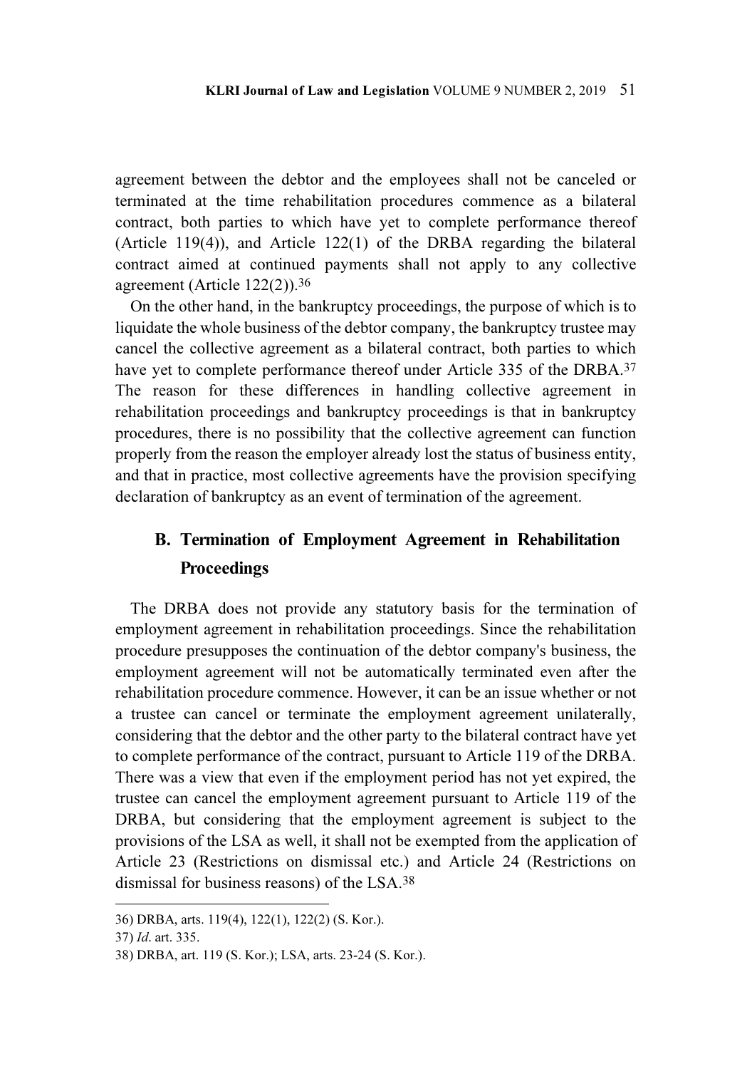agreement between the debtor and the employees shall not be canceled or terminated at the time rehabilitation procedures commence as a bilateral contract, both parties to which have yet to complete performance thereof (Article 119(4)), and Article 122(1) of the DRBA regarding the bilateral contract aimed at continued payments shall not apply to any collective agreement (Article 122(2)).[36]

On the other hand, in the bankruptcy proceedings, the purpose of which is to liquidate the whole business of the debtor company, the bankruptcy trustee may cancel the collective agreement as a bilateral contract, both parties to which have yet to complete performance thereof under Article 335 of the DRBA.[37] The reason for these differences in handling collective agreement in rehabilitation proceedings and bankruptcy proceedings is that in bankruptcy procedures, there is no possibility that the collective agreement can function properly from the reason the employer already lost the status of business entity, and that in practice, most collective agreements have the provision specifying declaration of bankruptcy as an event of termination of the agreement.

### B. Termination of Employment Agreement in Rehabilitation Proceedings

The DRBA does not provide any statutory basis for the termination of employment agreement in rehabilitation proceedings. Since the rehabilitation procedure presupposes the continuation of the debtor company's business, the employment agreement will not be automatically terminated even after the rehabilitation procedure commence. However, it can be an issue whether or not a trustee can cancel or terminate the employment agreement unilaterally, considering that the debtor and the other party to the bilateral contract have yet to complete performance of the contract, pursuant to Article 119 of the DRBA. There was a view that even if the employment period has not yet expired, the trustee can cancel the employment agreement pursuant to Article 119 of the DRBA, but considering that the employment agreement is subject to the provisions of the LSA as well, it shall not be exempted from the application of Article 23 (Restrictions on dismissal etc.) and Article 24 (Restrictions on dismissal for business reasons) of the LSA.[38]

---

36) DRBA, arts. 119(4), 122(1), 122(2) (S. Kor.).

37) *Id*. art. 335.

38) DRBA, art. 119 (S. Kor.); LSA, arts. 23-24 (S. Kor.).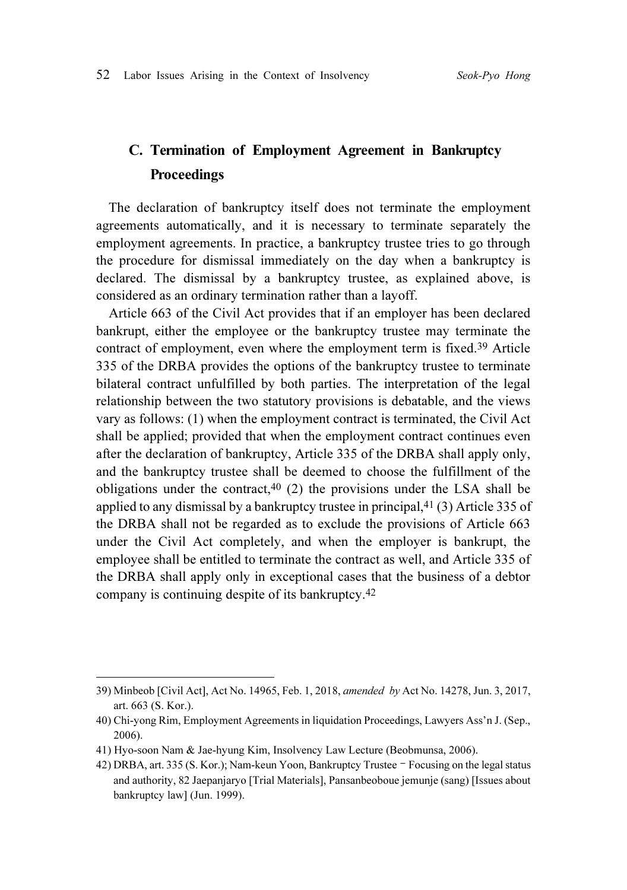### C. Termination of Employment Agreement in Bankruptcy Proceedings

The declaration of bankruptcy itself does not terminate the employment agreements automatically, and it is necessary to terminate separately the employment agreements. In practice, a bankruptcy trustee tries to go through the procedure for dismissal immediately on the day when a bankruptcy is declared. The dismissal by a bankruptcy trustee, as explained above, is considered as an ordinary termination rather than a layoff.

Article 663 of the Civil Act provides that if an employer has been declared bankrupt, either the employee or the bankruptcy trustee may terminate the contract of employment, even where the employment term is fixed.[39] Article 335 of the DRBA provides the options of the bankruptcy trustee to terminate bilateral contract unfulfilled by both parties. The interpretation of the legal relationship between the two statutory provisions is debatable, and the views vary as follows: (1) when the employment contract is terminated, the Civil Act shall be applied; provided that when the employment contract continues even after the declaration of bankruptcy, Article 335 of the DRBA shall apply only, and the bankruptcy trustee shall be deemed to choose the fulfillment of the obligations under the contract,[40] (2) the provisions under the LSA shall be applied to any dismissal by a bankruptcy trustee in principal,[41] (3) Article 335 of the DRBA shall not be regarded as to exclude the provisions of Article 663 under the Civil Act completely, and when the employer is bankrupt, the employee shall be entitled to terminate the contract as well, and Article 335 of the DRBA shall apply only in exceptional cases that the business of a debtor company is continuing despite of its bankruptcy.[42]

---

39) Minbeob [Civil Act], Act No. 14965, Feb. 1, 2018, *amended by* Act No. 14278, Jun. 3, 2017, art. 663 (S. Kor.).

40) Chi-yong Rim, Employment Agreements in liquidation Proceedings, Lawyers Ass'n J. (Sep., 2006).

41) Hyo-soon Nam & Jae-hyung Kim, Insolvency Law Lecture (Beobmunsa, 2006).

42) DRBA, art. 335 (S. Kor.); Nam-keun Yoon, Bankruptcy Trustee − Focusing on the legal status and authority, 82 Jaepanjaryo [Trial Materials], Pansanbeoboue jemunje (sang) [Issues about bankruptcy law] (Jun. 1999).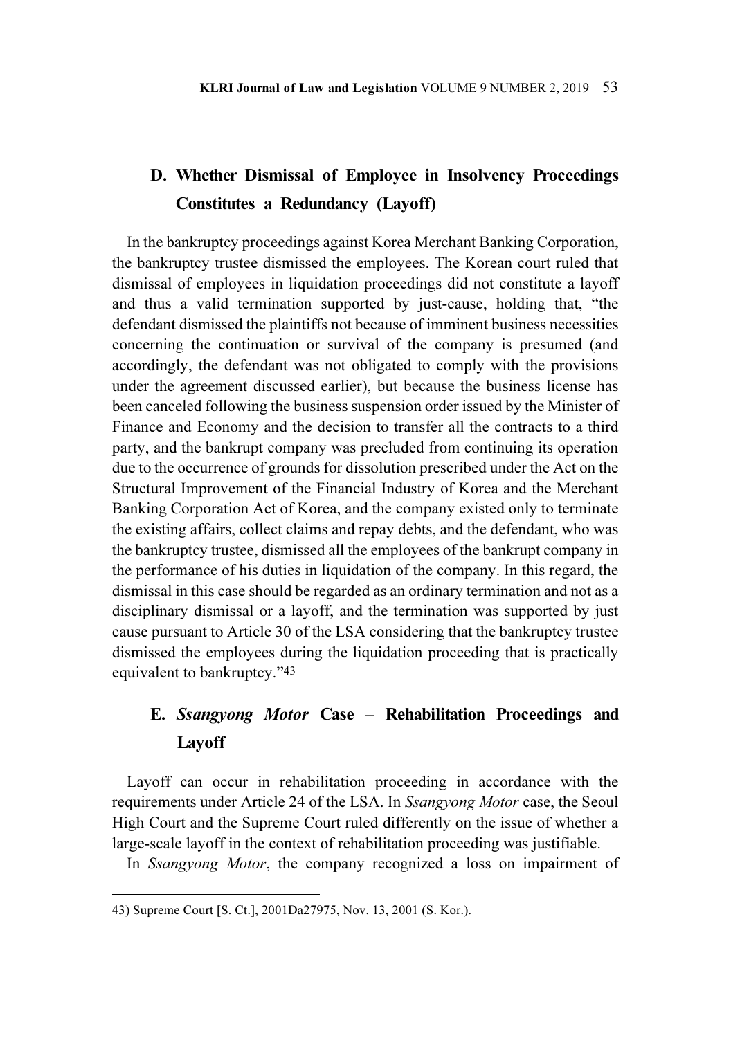### D. Whether Dismissal of Employee in Insolvency Proceedings Constitutes a Redundancy (Layoff)

In the bankruptcy proceedings against Korea Merchant Banking Corporation, the bankruptcy trustee dismissed the employees. The Korean court ruled that dismissal of employees in liquidation proceedings did not constitute a layoff and thus a valid termination supported by just-cause, holding that, "the defendant dismissed the plaintiffs not because of imminent business necessities concerning the continuation or survival of the company is presumed (and accordingly, the defendant was not obligated to comply with the provisions under the agreement discussed earlier), but because the business license has been canceled following the business suspension order issued by the Minister of Finance and Economy and the decision to transfer all the contracts to a third party, and the bankrupt company was precluded from continuing its operation due to the occurrence of grounds for dissolution prescribed under the Act on the Structural Improvement of the Financial Industry of Korea and the Merchant Banking Corporation Act of Korea, and the company existed only to terminate the existing affairs, collect claims and repay debts, and the defendant, who was the bankruptcy trustee, dismissed all the employees of the bankrupt company in the performance of his duties in liquidation of the company. In this regard, the dismissal in this case should be regarded as an ordinary termination and not as a disciplinary dismissal or a layoff, and the termination was supported by just cause pursuant to Article 30 of the LSA considering that the bankruptcy trustee dismissed the employees during the liquidation proceeding that is practically equivalent to bankruptcy."[43]

### E. *Ssangyong Motor* Case – Rehabilitation Proceedings and Layoff

Layoff can occur in rehabilitation proceeding in accordance with the requirements under Article 24 of the LSA. In *Ssangyong Motor* case, the Seoul High Court and the Supreme Court ruled differently on the issue of whether a large-scale layoff in the context of rehabilitation proceeding was justifiable.

In *Ssangyong Motor*, the company recognized a loss on impairment of

---

43) Supreme Court [S. Ct.], 2001Da27975, Nov. 13, 2001 (S. Kor.).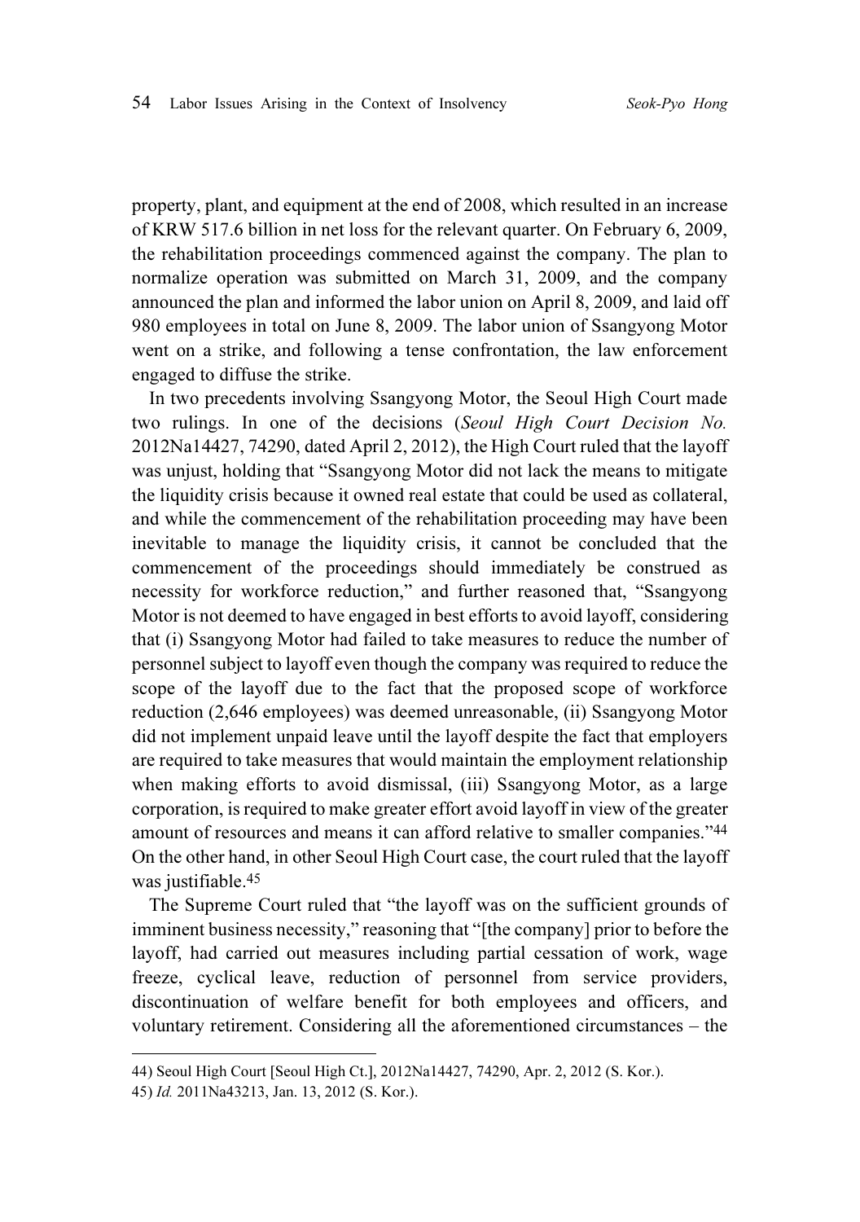property, plant, and equipment at the end of 2008, which resulted in an increase of KRW 517.6 billion in net loss for the relevant quarter. On February 6, 2009, the rehabilitation proceedings commenced against the company. The plan to normalize operation was submitted on March 31, 2009, and the company announced the plan and informed the labor union on April 8, 2009, and laid off 980 employees in total on June 8, 2009. The labor union of Ssangyong Motor went on a strike, and following a tense confrontation, the law enforcement engaged to diffuse the strike.

In two precedents involving Ssangyong Motor, the Seoul High Court made two rulings. In one of the decisions (*Seoul High Court Decision No.* 2012Na14427, 74290, dated April 2, 2012), the High Court ruled that the layoff was unjust, holding that "Ssangyong Motor did not lack the means to mitigate the liquidity crisis because it owned real estate that could be used as collateral, and while the commencement of the rehabilitation proceeding may have been inevitable to manage the liquidity crisis, it cannot be concluded that the commencement of the proceedings should immediately be construed as necessity for workforce reduction," and further reasoned that, "Ssangyong Motor is not deemed to have engaged in best efforts to avoid layoff, considering that (i) Ssangyong Motor had failed to take measures to reduce the number of personnel subject to layoff even though the company was required to reduce the scope of the layoff due to the fact that the proposed scope of workforce reduction (2,646 employees) was deemed unreasonable, (ii) Ssangyong Motor did not implement unpaid leave until the layoff despite the fact that employers are required to take measures that would maintain the employment relationship when making efforts to avoid dismissal, (iii) Ssangyong Motor, as a large corporation, is required to make greater effort avoid layoff in view of the greater amount of resources and means it can afford relative to smaller companies."[44] On the other hand, in other Seoul High Court case, the court ruled that the layoff was justifiable.[45]

The Supreme Court ruled that "the layoff was on the sufficient grounds of imminent business necessity," reasoning that "[the company] prior to before the layoff, had carried out measures including partial cessation of work, wage freeze, cyclical leave, reduction of personnel from service providers, discontinuation of welfare benefit for both employees and officers, and voluntary retirement. Considering all the aforementioned circumstances – the

---

44) Seoul High Court [Seoul High Ct.], 2012Na14427, 74290, Apr. 2, 2012 (S. Kor.).

45) *Id.* 2011Na43213, Jan. 13, 2012 (S. Kor.).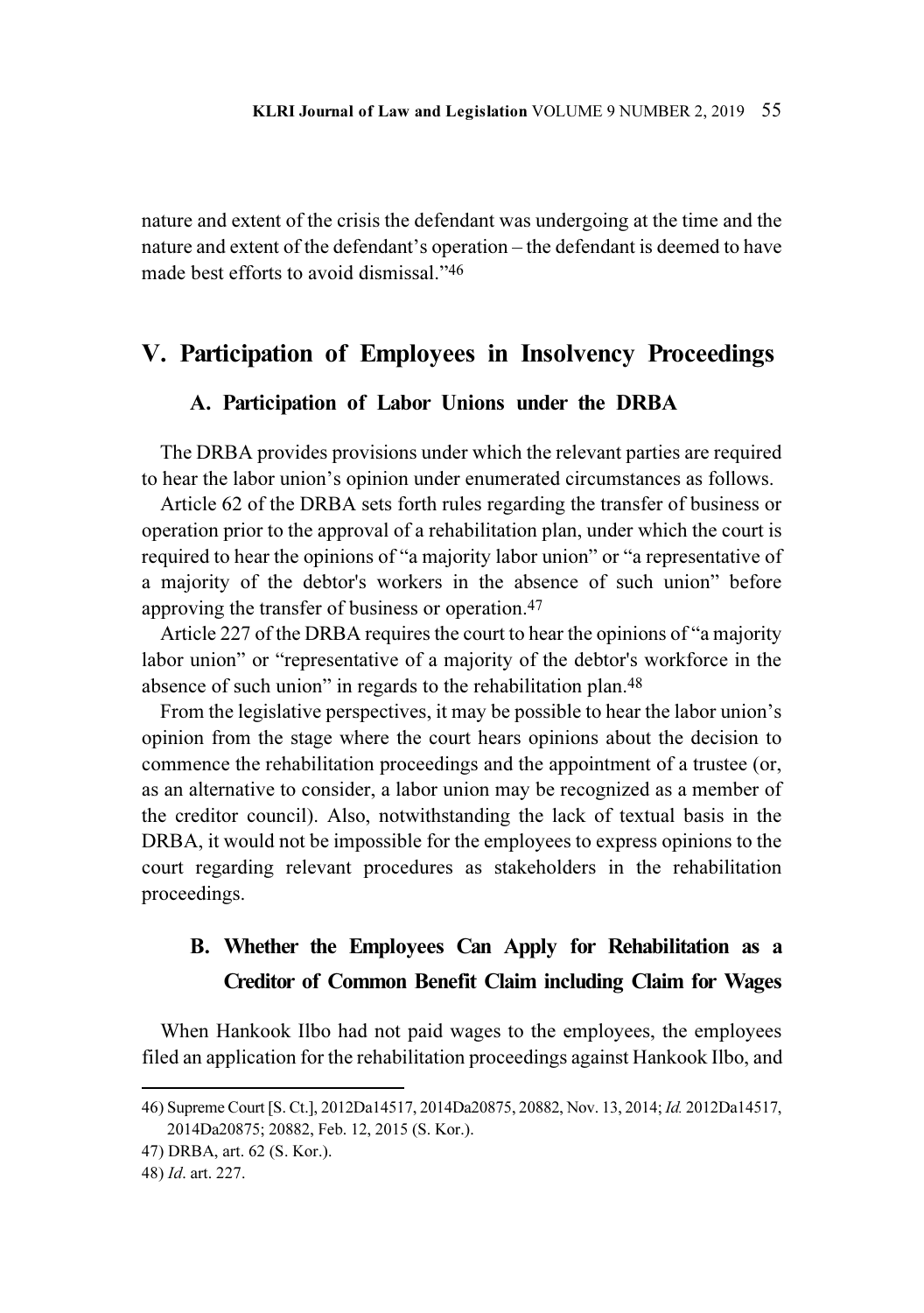nature and extent of the crisis the defendant was undergoing at the time and the nature and extent of the defendant's operation – the defendant is deemed to have made best efforts to avoid dismissal."[46]

## V. Participation of Employees in Insolvency Proceedings

### A. Participation of Labor Unions under the DRBA

The DRBA provides provisions under which the relevant parties are required to hear the labor union's opinion under enumerated circumstances as follows.

Article 62 of the DRBA sets forth rules regarding the transfer of business or operation prior to the approval of a rehabilitation plan, under which the court is required to hear the opinions of "a majority labor union" or "a representative of a majority of the debtor's workers in the absence of such union" before approving the transfer of business or operation.[47]

Article 227 of the DRBA requires the court to hear the opinions of "a majority labor union" or "representative of a majority of the debtor's workforce in the absence of such union" in regards to the rehabilitation plan.[48]

From the legislative perspectives, it may be possible to hear the labor union's opinion from the stage where the court hears opinions about the decision to commence the rehabilitation proceedings and the appointment of a trustee (or, as an alternative to consider, a labor union may be recognized as a member of the creditor council). Also, notwithstanding the lack of textual basis in the DRBA, it would not be impossible for the employees to express opinions to the court regarding relevant procedures as stakeholders in the rehabilitation proceedings.

### B. Whether the Employees Can Apply for Rehabilitation as a Creditor of Common Benefit Claim including Claim for Wages

When Hankook Ilbo had not paid wages to the employees, the employees filed an application for the rehabilitation proceedings against Hankook Ilbo, and

---

46) Supreme Court [S. Ct.], 2012Da14517, 2014Da20875, 20882, Nov. 13, 2014; *Id.* 2012Da14517, 2014Da20875; 20882, Feb. 12, 2015 (S. Kor.).

47) DRBA, art. 62 (S. Kor.).

48) *Id*. art. 227.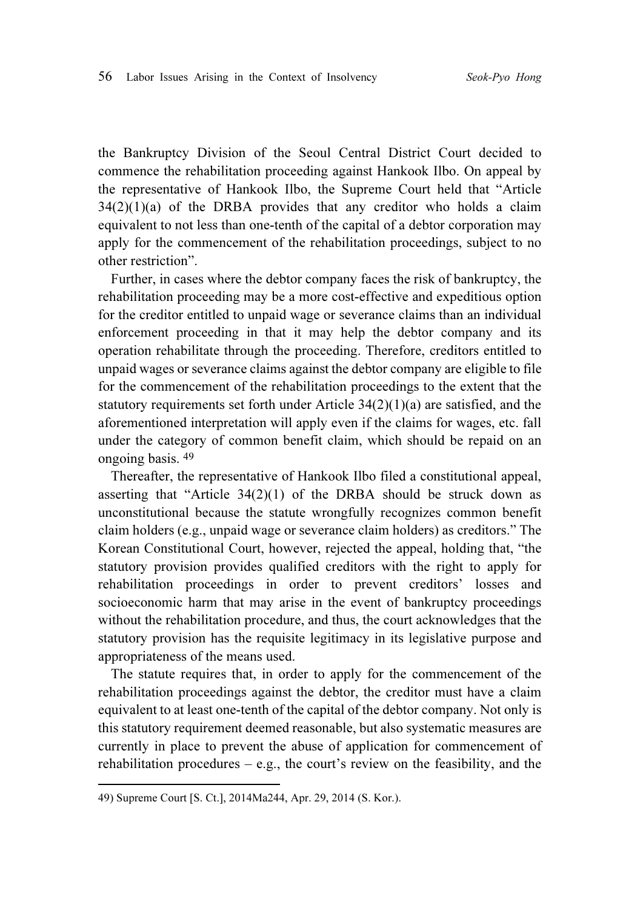the Bankruptcy Division of the Seoul Central District Court decided to commence the rehabilitation proceeding against Hankook Ilbo. On appeal by the representative of Hankook Ilbo, the Supreme Court held that "Article 34(2)(1)(a) of the DRBA provides that any creditor who holds a claim equivalent to not less than one-tenth of the capital of a debtor corporation may apply for the commencement of the rehabilitation proceedings, subject to no other restriction".

Further, in cases where the debtor company faces the risk of bankruptcy, the rehabilitation proceeding may be a more cost-effective and expeditious option for the creditor entitled to unpaid wage or severance claims than an individual enforcement proceeding in that it may help the debtor company and its operation rehabilitate through the proceeding. Therefore, creditors entitled to unpaid wages or severance claims against the debtor company are eligible to file for the commencement of the rehabilitation proceedings to the extent that the statutory requirements set forth under Article 34(2)(1)(a) are satisfied, and the aforementioned interpretation will apply even if the claims for wages, etc. fall under the category of common benefit claim, which should be repaid on an ongoing basis. [49]

Thereafter, the representative of Hankook Ilbo filed a constitutional appeal, asserting that "Article 34(2)(1) of the DRBA should be struck down as unconstitutional because the statute wrongfully recognizes common benefit claim holders (e.g., unpaid wage or severance claim holders) as creditors." The Korean Constitutional Court, however, rejected the appeal, holding that, "the statutory provision provides qualified creditors with the right to apply for rehabilitation proceedings in order to prevent creditors' losses and socioeconomic harm that may arise in the event of bankruptcy proceedings without the rehabilitation procedure, and thus, the court acknowledges that the statutory provision has the requisite legitimacy in its legislative purpose and appropriateness of the means used.

The statute requires that, in order to apply for the commencement of the rehabilitation proceedings against the debtor, the creditor must have a claim equivalent to at least one-tenth of the capital of the debtor company. Not only is this statutory requirement deemed reasonable, but also systematic measures are currently in place to prevent the abuse of application for commencement of rehabilitation procedures – e.g., the court's review on the feasibility, and the

---

49) Supreme Court [S. Ct.], 2014Ma244, Apr. 29, 2014 (S. Kor.).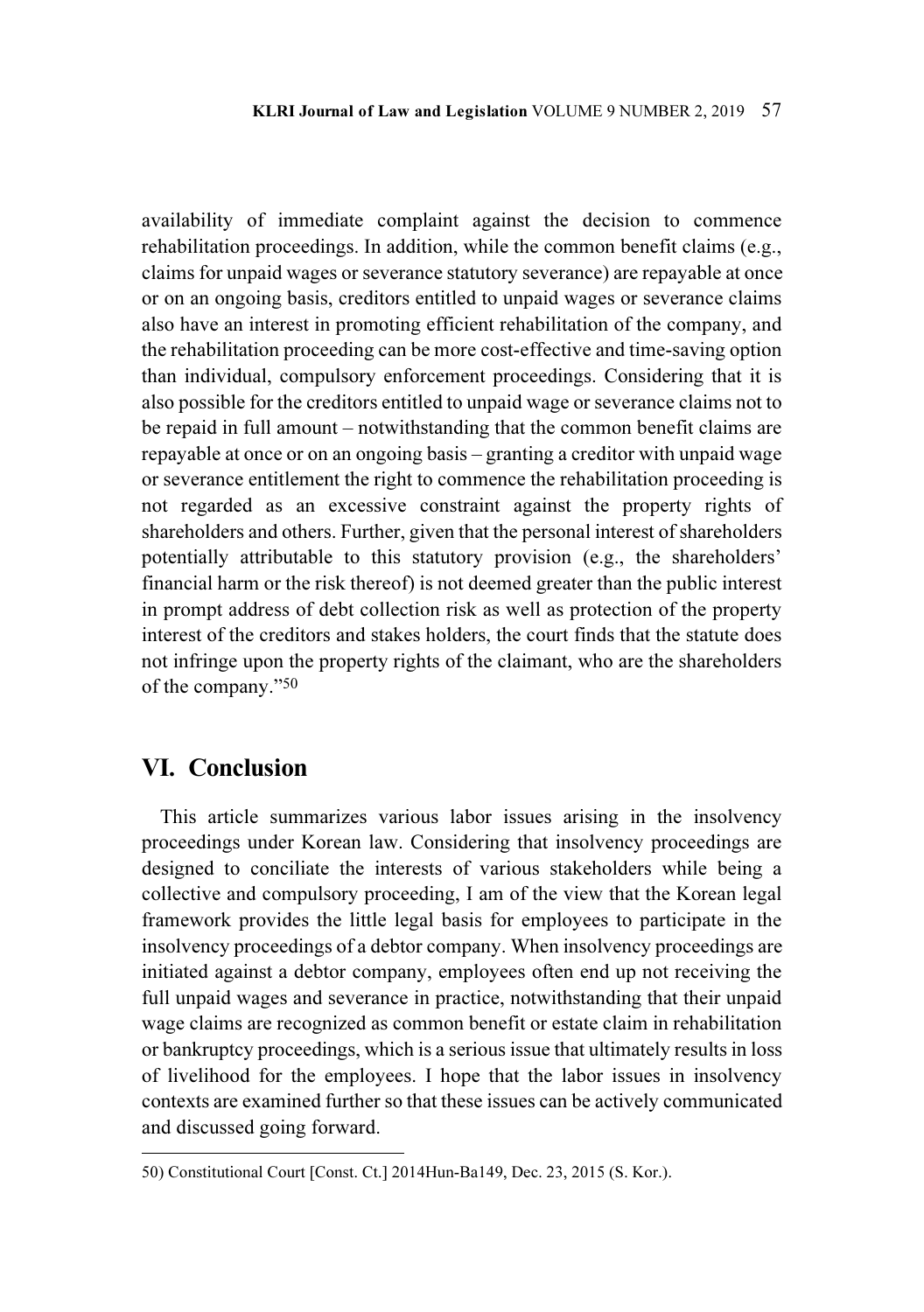availability of immediate complaint against the decision to commence rehabilitation proceedings. In addition, while the common benefit claims (e.g., claims for unpaid wages or severance statutory severance) are repayable at once or on an ongoing basis, creditors entitled to unpaid wages or severance claims also have an interest in promoting efficient rehabilitation of the company, and the rehabilitation proceeding can be more cost-effective and time-saving option than individual, compulsory enforcement proceedings. Considering that it is also possible for the creditors entitled to unpaid wage or severance claims not to be repaid in full amount – notwithstanding that the common benefit claims are repayable at once or on an ongoing basis – granting a creditor with unpaid wage or severance entitlement the right to commence the rehabilitation proceeding is not regarded as an excessive constraint against the property rights of shareholders and others. Further, given that the personal interest of shareholders potentially attributable to this statutory provision (e.g., the shareholders' financial harm or the risk thereof) is not deemed greater than the public interest in prompt address of debt collection risk as well as protection of the property interest of the creditors and stakes holders, the court finds that the statute does not infringe upon the property rights of the claimant, who are the shareholders of the company."[50]

## VI. Conclusion

This article summarizes various labor issues arising in the insolvency proceedings under Korean law. Considering that insolvency proceedings are designed to conciliate the interests of various stakeholders while being a collective and compulsory proceeding, I am of the view that the Korean legal framework provides the little legal basis for employees to participate in the insolvency proceedings of a debtor company. When insolvency proceedings are initiated against a debtor company, employees often end up not receiving the full unpaid wages and severance in practice, notwithstanding that their unpaid wage claims are recognized as common benefit or estate claim in rehabilitation or bankruptcy proceedings, which is a serious issue that ultimately results in loss of livelihood for the employees. I hope that the labor issues in insolvency contexts are examined further so that these issues can be actively communicated and discussed going forward.

---

50) Constitutional Court [Const. Ct.] 2014Hun-Ba149, Dec. 23, 2015 (S. Kor.).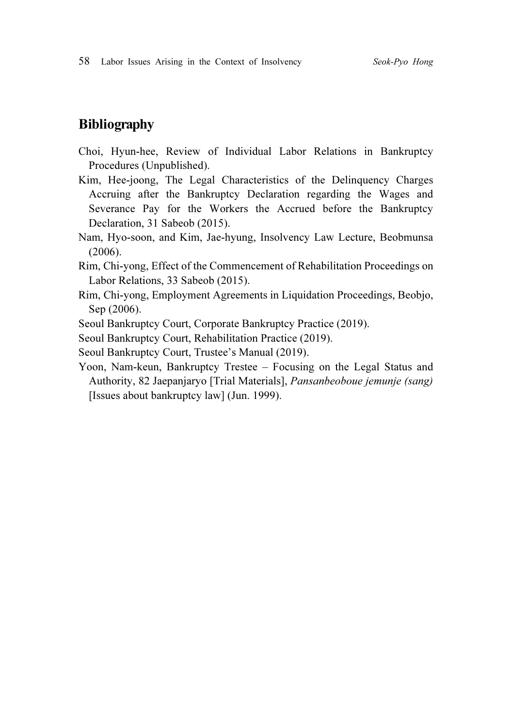## Bibliography

Choi, Hyun-hee, Review of Individual Labor Relations in Bankruptcy Procedures (Unpublished).

Kim, Hee-joong, The Legal Characteristics of the Delinquency Charges Accruing after the Bankruptcy Declaration regarding the Wages and Severance Pay for the Workers the Accrued before the Bankruptcy Declaration, 31 Sabeob (2015).

Nam, Hyo-soon, and Kim, Jae-hyung, Insolvency Law Lecture, Beobmunsa (2006).

Rim, Chi-yong, Effect of the Commencement of Rehabilitation Proceedings on Labor Relations, 33 Sabeob (2015).

Rim, Chi-yong, Employment Agreements in Liquidation Proceedings, Beobjo, Sep (2006).

Seoul Bankruptcy Court, Corporate Bankruptcy Practice (2019).

Seoul Bankruptcy Court, Rehabilitation Practice (2019).

Seoul Bankruptcy Court, Trustee's Manual (2019).

Yoon, Nam-keun, Bankruptcy Trestee – Focusing on the Legal Status and Authority, 82 Jaepanjaryo [Trial Materials], *Pansanbeoboue jemunje (sang)* [Issues about bankruptcy law] (Jun. 1999).